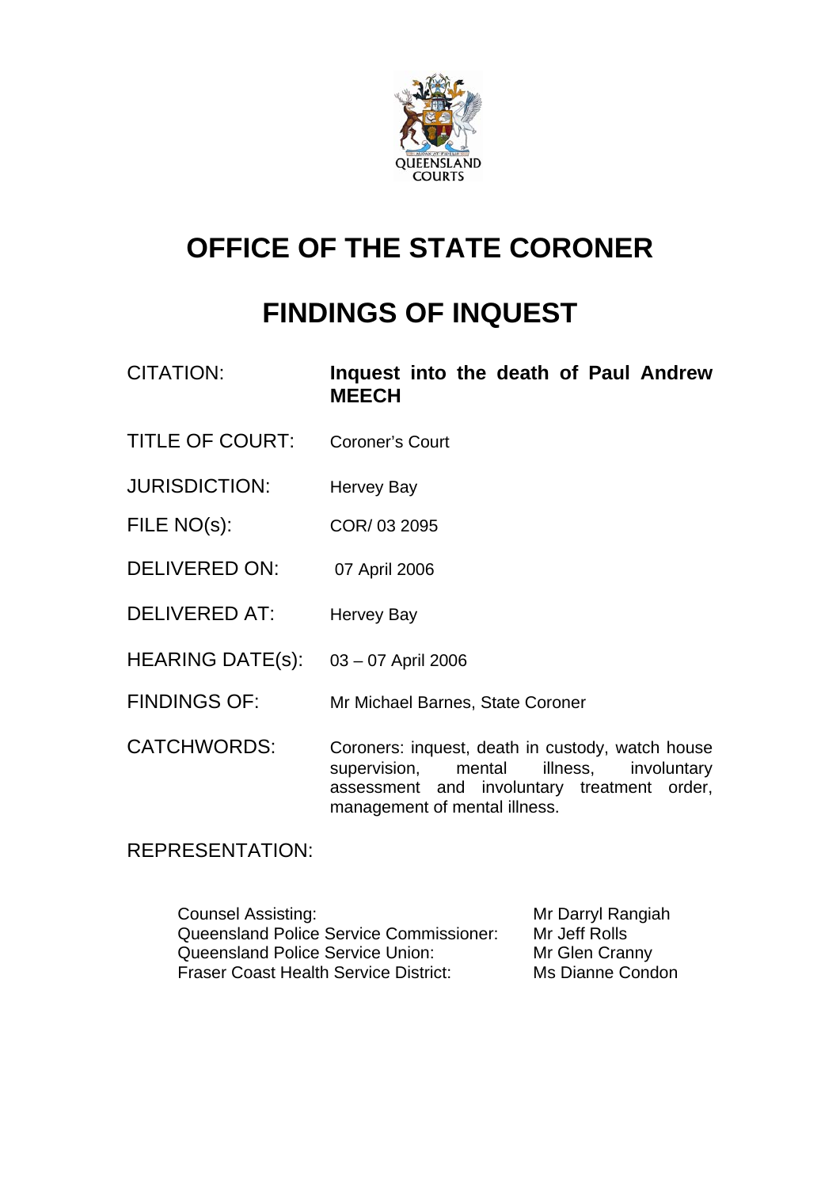# OFFICE OF THE STATE CORONER

# FINDINGS OF INQUEST

| | |
|---|---|
| CITATION: | **Inquest into the death of Paul Andrew MEECH** |
| TITLE OF COURT: | Coroner's Court |
| JURISDICTION: | Hervey Bay |
| FILE NO(s): | COR/ 03 2095 |
| DELIVERED ON: | 07 April 2006 |
| DELIVERED AT: | Hervey Bay |
| HEARING DATE(s): | 03 – 07 April 2006 |
| FINDINGS OF: | Mr Michael Barnes, State Coroner |
| CATCHWORDS: | Coroners: inquest, death in custody, watch house supervision, mental illness, involuntary assessment and involuntary treatment order, management of mental illness. |

REPRESENTATION:

| | |
|---|---|
| Counsel Assisting: | Mr Darryl Rangiah |
| Queensland Police Service Commissioner: | Mr Jeff Rolls |
| Queensland Police Service Union: | Mr Glen Cranny |
| Fraser Coast Health Service District: | Ms Dianne Condon |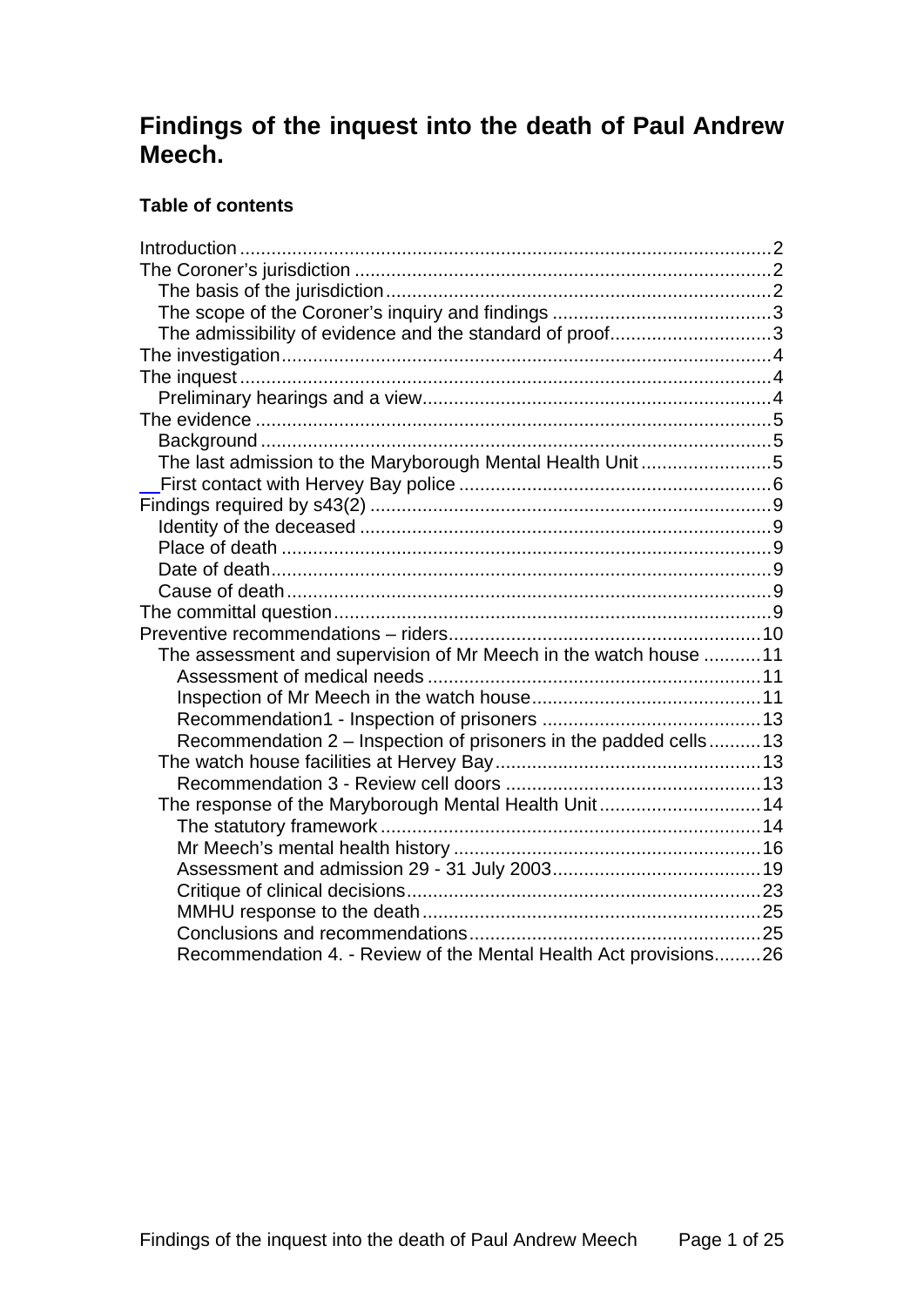# Findings of the inquest into the death of Paul Andrew Meech.

**Table of contents**

Introduction ..................................................................................................2
The Coroner's jurisdiction ...............................................................................2
  The basis of the jurisdiction .........................................................................2
  The scope of the Coroner's inquiry and findings ..........................................3
  The admissibility of evidence and the standard of proof...............................3
The investigation.............................................................................................4
The inquest .....................................................................................................4
  Preliminary hearings and a view...................................................................4
The evidence ..................................................................................................5
  Background ..................................................................................................5
  The last admission to the Maryborough Mental Health Unit .........................5
  First contact with Hervey Bay police ............................................................6
Findings required by s43(2) .............................................................................9
  Identity of the deceased ...............................................................................9
  Place of death ..............................................................................................9
  Date of death................................................................................................9
  Cause of death .............................................................................................9
The committal question....................................................................................9
Preventive recommendations – riders............................................................10
  The assessment and supervision of Mr Meech in the watch house ...........11
    Assessment of medical needs ................................................................11
    Inspection of Mr Meech in the watch house............................................11
    Recommendation1 - Inspection of prisoners ..........................................13
    Recommendation 2 – Inspection of prisoners in the padded cells..........13
  The watch house facilities at Hervey Bay...................................................13
    Recommendation 3 - Review cell doors .................................................13
  The response of the Maryborough Mental Health Unit ...............................14
    The statutory framework .........................................................................14
    Mr Meech's mental health history ...........................................................16
    Assessment and admission 29 - 31 July 2003........................................19
    Critique of clinical decisions....................................................................23
    MMHU response to the death .................................................................25
    Conclusions and recommendations........................................................25
    Recommendation 4. - Review of the Mental Health Act provisions.........26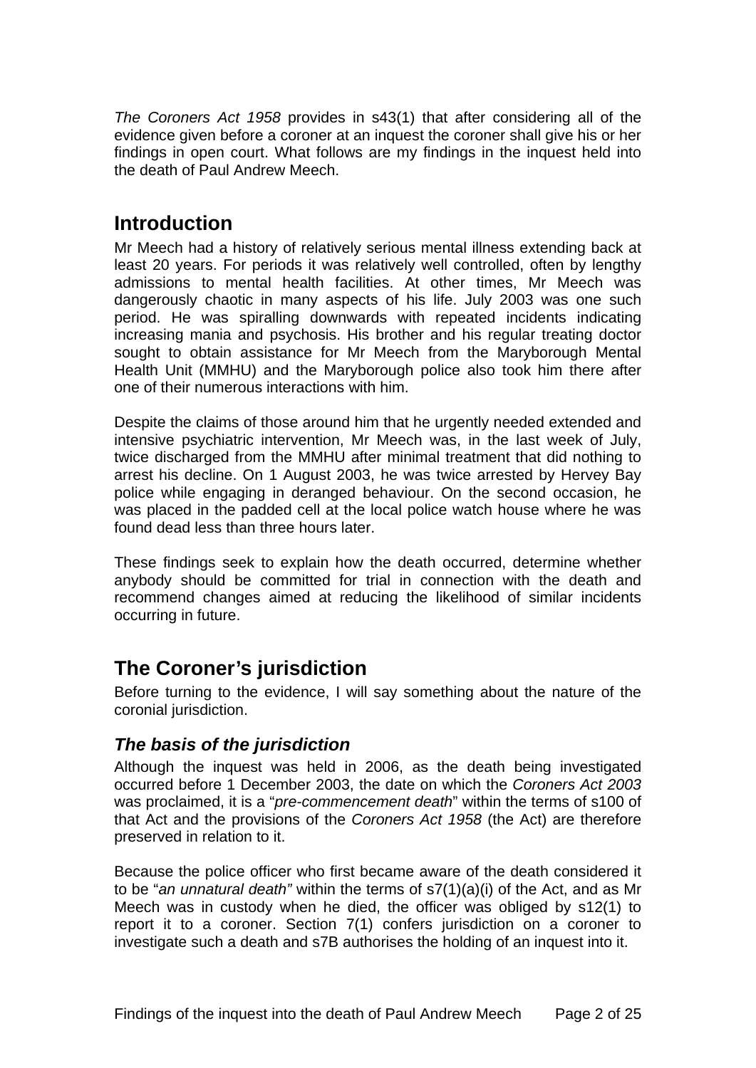*The Coroners Act 1958* provides in s43(1) that after considering all of the evidence given before a coroner at an inquest the coroner shall give his or her findings in open court. What follows are my findings in the inquest held into the death of Paul Andrew Meech.

## Introduction

Mr Meech had a history of relatively serious mental illness extending back at least 20 years. For periods it was relatively well controlled, often by lengthy admissions to mental health facilities. At other times, Mr Meech was dangerously chaotic in many aspects of his life. July 2003 was one such period. He was spiralling downwards with repeated incidents indicating increasing mania and psychosis. His brother and his regular treating doctor sought to obtain assistance for Mr Meech from the Maryborough Mental Health Unit (MMHU) and the Maryborough police also took him there after one of their numerous interactions with him.

Despite the claims of those around him that he urgently needed extended and intensive psychiatric intervention, Mr Meech was, in the last week of July, twice discharged from the MMHU after minimal treatment that did nothing to arrest his decline. On 1 August 2003, he was twice arrested by Hervey Bay police while engaging in deranged behaviour. On the second occasion, he was placed in the padded cell at the local police watch house where he was found dead less than three hours later.

These findings seek to explain how the death occurred, determine whether anybody should be committed for trial in connection with the death and recommend changes aimed at reducing the likelihood of similar incidents occurring in future.

## The Coroner's jurisdiction

Before turning to the evidence, I will say something about the nature of the coronial jurisdiction.

### *The basis of the jurisdiction*

Although the inquest was held in 2006, as the death being investigated occurred before 1 December 2003, the date on which the *Coroners Act 2003* was proclaimed, it is a "*pre-commencement death*" within the terms of s100 of that Act and the provisions of the *Coroners Act 1958* (the Act) are therefore preserved in relation to it.

Because the police officer who first became aware of the death considered it to be "*an unnatural death"* within the terms of s7(1)(a)(i) of the Act, and as Mr Meech was in custody when he died, the officer was obliged by s12(1) to report it to a coroner. Section 7(1) confers jurisdiction on a coroner to investigate such a death and s7B authorises the holding of an inquest into it.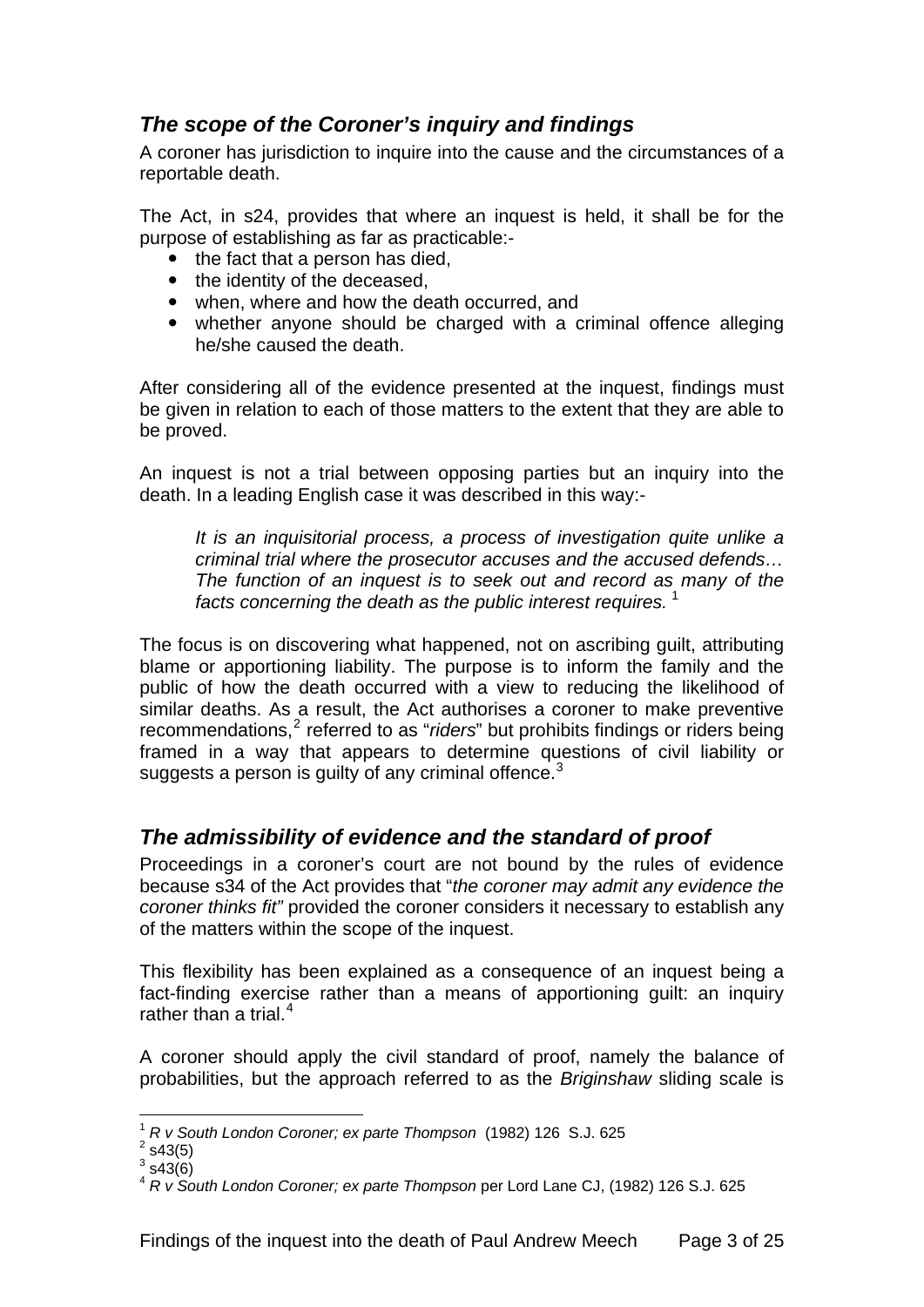## *The scope of the Coroner's inquiry and findings*

A coroner has jurisdiction to inquire into the cause and the circumstances of a reportable death.

The Act, in s24, provides that where an inquest is held, it shall be for the purpose of establishing as far as practicable:-

- the fact that a person has died,
- the identity of the deceased,
- when, where and how the death occurred, and
- whether anyone should be charged with a criminal offence alleging he/she caused the death.

After considering all of the evidence presented at the inquest, findings must be given in relation to each of those matters to the extent that they are able to be proved.

An inquest is not a trial between opposing parties but an inquiry into the death. In a leading English case it was described in this way:-

> *It is an inquisitorial process, a process of investigation quite unlike a criminal trial where the prosecutor accuses and the accused defends… The function of an inquest is to seek out and record as many of the facts concerning the death as the public interest requires.* [1]

The focus is on discovering what happened, not on ascribing guilt, attributing blame or apportioning liability. The purpose is to inform the family and the public of how the death occurred with a view to reducing the likelihood of similar deaths. As a result, the Act authorises a coroner to make preventive recommendations,[2] referred to as "*riders*" but prohibits findings or riders being framed in a way that appears to determine questions of civil liability or suggests a person is guilty of any criminal offence.[3]

## *The admissibility of evidence and the standard of proof*

Proceedings in a coroner's court are not bound by the rules of evidence because s34 of the Act provides that "*the coroner may admit any evidence the coroner thinks fit"* provided the coroner considers it necessary to establish any of the matters within the scope of the inquest.

This flexibility has been explained as a consequence of an inquest being a fact-finding exercise rather than a means of apportioning guilt: an inquiry rather than a trial.[4]

A coroner should apply the civil standard of proof, namely the balance of probabilities, but the approach referred to as the *Briginshaw* sliding scale is

---

[1] *R v South London Coroner; ex parte Thompson* (1982) 126 S.J. 625
[2] s43(5)
[3] s43(6)
[4] *R v South London Coroner; ex parte Thompson* per Lord Lane CJ, (1982) 126 S.J. 625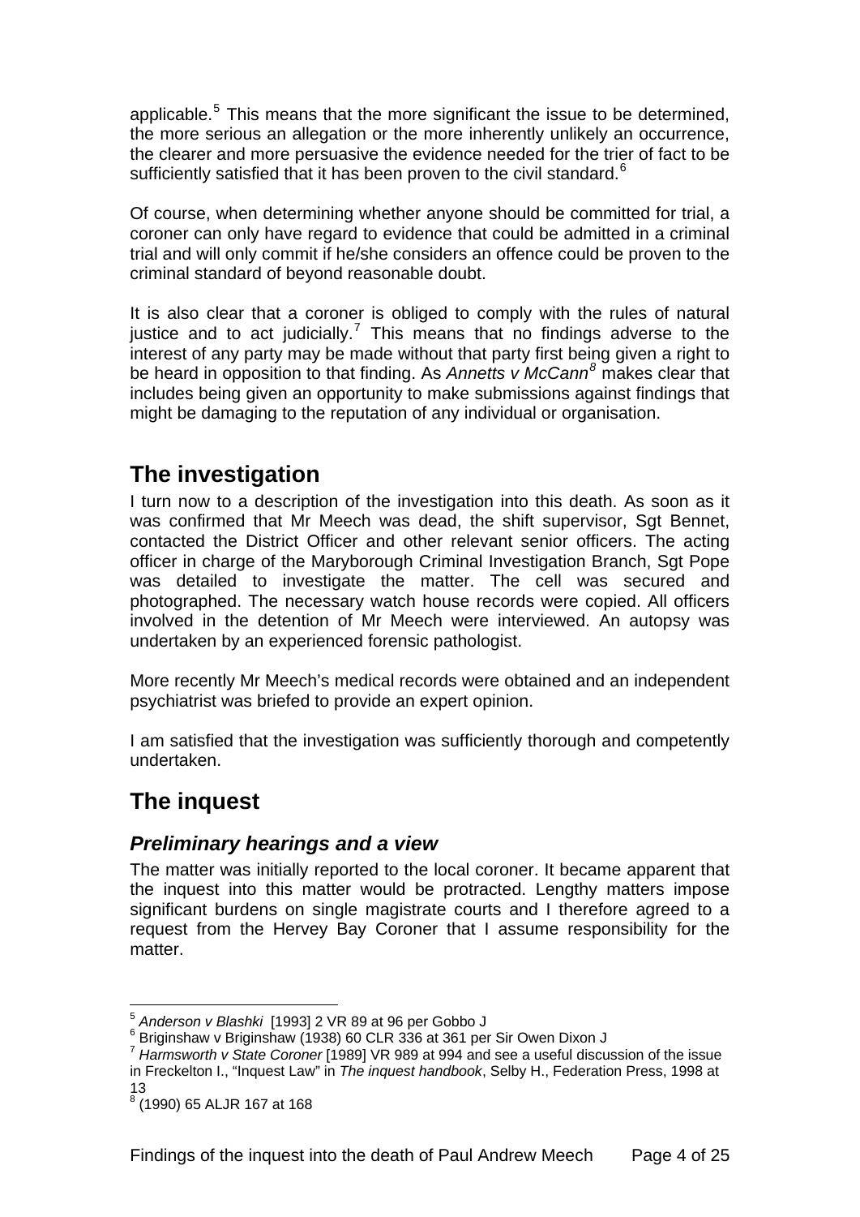applicable.[5] This means that the more significant the issue to be determined, the more serious an allegation or the more inherently unlikely an occurrence, the clearer and more persuasive the evidence needed for the trier of fact to be sufficiently satisfied that it has been proven to the civil standard.[6]

Of course, when determining whether anyone should be committed for trial, a coroner can only have regard to evidence that could be admitted in a criminal trial and will only commit if he/she considers an offence could be proven to the criminal standard of beyond reasonable doubt.

It is also clear that a coroner is obliged to comply with the rules of natural justice and to act judicially.[7] This means that no findings adverse to the interest of any party may be made without that party first being given a right to be heard in opposition to that finding. As *Annetts v McCann*[8] makes clear that includes being given an opportunity to make submissions against findings that might be damaging to the reputation of any individual or organisation.

## The investigation

I turn now to a description of the investigation into this death. As soon as it was confirmed that Mr Meech was dead, the shift supervisor, Sgt Bennet, contacted the District Officer and other relevant senior officers. The acting officer in charge of the Maryborough Criminal Investigation Branch, Sgt Pope was detailed to investigate the matter. The cell was secured and photographed. The necessary watch house records were copied. All officers involved in the detention of Mr Meech were interviewed. An autopsy was undertaken by an experienced forensic pathologist.

More recently Mr Meech's medical records were obtained and an independent psychiatrist was briefed to provide an expert opinion.

I am satisfied that the investigation was sufficiently thorough and competently undertaken.

## The inquest

### *Preliminary hearings and a view*

The matter was initially reported to the local coroner. It became apparent that the inquest into this matter would be protracted. Lengthy matters impose significant burdens on single magistrate courts and I therefore agreed to a request from the Hervey Bay Coroner that I assume responsibility for the matter.

---

[5] *Anderson v Blashki* [1993] 2 VR 89 at 96 per Gobbo J

[6] Briginshaw v Briginshaw (1938) 60 CLR 336 at 361 per Sir Owen Dixon J

[7] *Harmsworth v State Coroner* [1989] VR 989 at 994 and see a useful discussion of the issue in Freckelton I., "Inquest Law" in *The inquest handbook*, Selby H., Federation Press, 1998 at 13

[8] (1990) 65 ALJR 167 at 168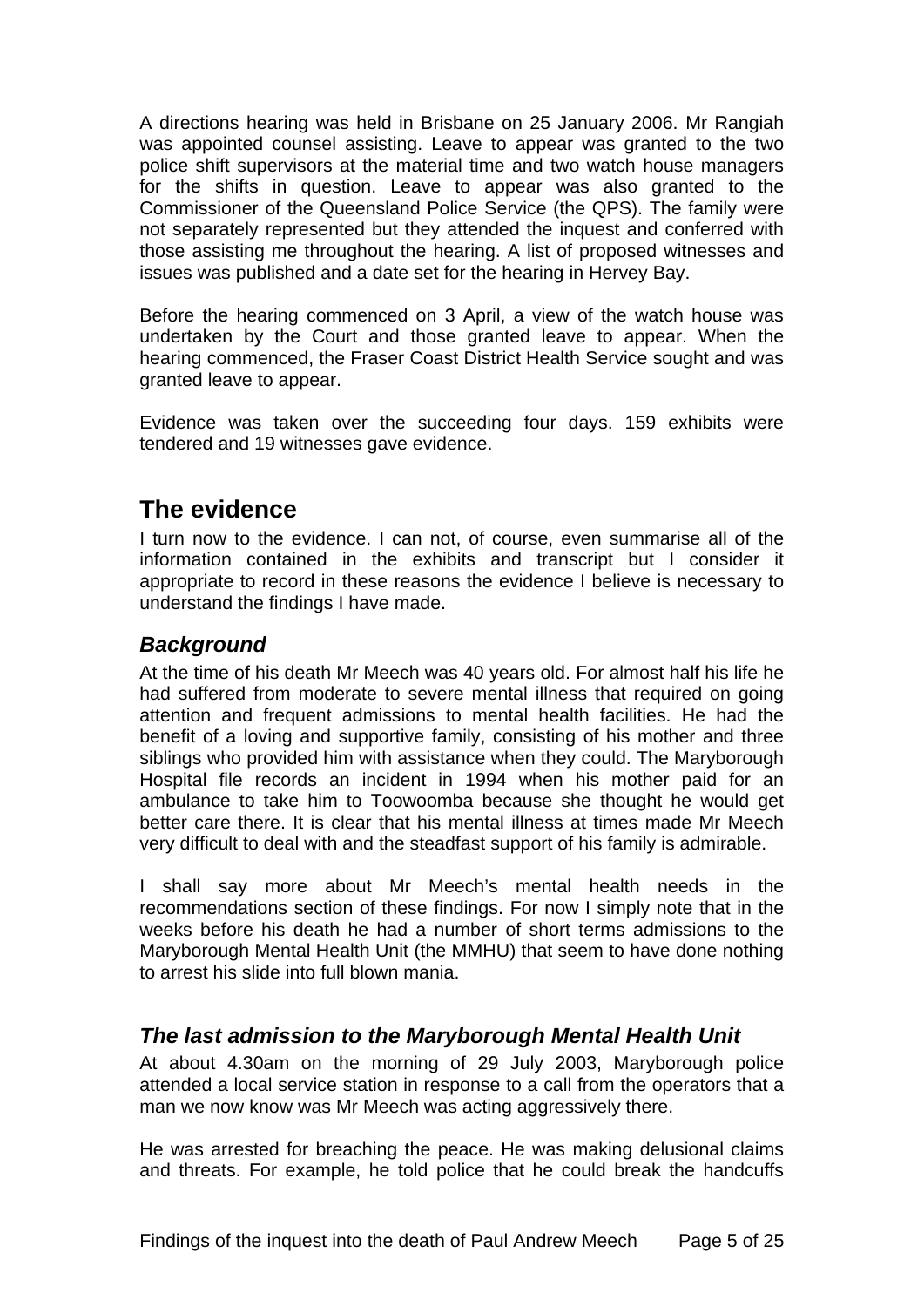A directions hearing was held in Brisbane on 25 January 2006. Mr Rangiah was appointed counsel assisting. Leave to appear was granted to the two police shift supervisors at the material time and two watch house managers for the shifts in question. Leave to appear was also granted to the Commissioner of the Queensland Police Service (the QPS). The family were not separately represented but they attended the inquest and conferred with those assisting me throughout the hearing. A list of proposed witnesses and issues was published and a date set for the hearing in Hervey Bay.

Before the hearing commenced on 3 April, a view of the watch house was undertaken by the Court and those granted leave to appear. When the hearing commenced, the Fraser Coast District Health Service sought and was granted leave to appear.

Evidence was taken over the succeeding four days. 159 exhibits were tendered and 19 witnesses gave evidence.

## The evidence

I turn now to the evidence. I can not, of course, even summarise all of the information contained in the exhibits and transcript but I consider it appropriate to record in these reasons the evidence I believe is necessary to understand the findings I have made.

### *Background*

At the time of his death Mr Meech was 40 years old. For almost half his life he had suffered from moderate to severe mental illness that required on going attention and frequent admissions to mental health facilities. He had the benefit of a loving and supportive family, consisting of his mother and three siblings who provided him with assistance when they could. The Maryborough Hospital file records an incident in 1994 when his mother paid for an ambulance to take him to Toowoomba because she thought he would get better care there. It is clear that his mental illness at times made Mr Meech very difficult to deal with and the steadfast support of his family is admirable.

I shall say more about Mr Meech's mental health needs in the recommendations section of these findings. For now I simply note that in the weeks before his death he had a number of short terms admissions to the Maryborough Mental Health Unit (the MMHU) that seem to have done nothing to arrest his slide into full blown mania.

### *The last admission to the Maryborough Mental Health Unit*

At about 4.30am on the morning of 29 July 2003, Maryborough police attended a local service station in response to a call from the operators that a man we now know was Mr Meech was acting aggressively there.

He was arrested for breaching the peace. He was making delusional claims and threats. For example, he told police that he could break the handcuffs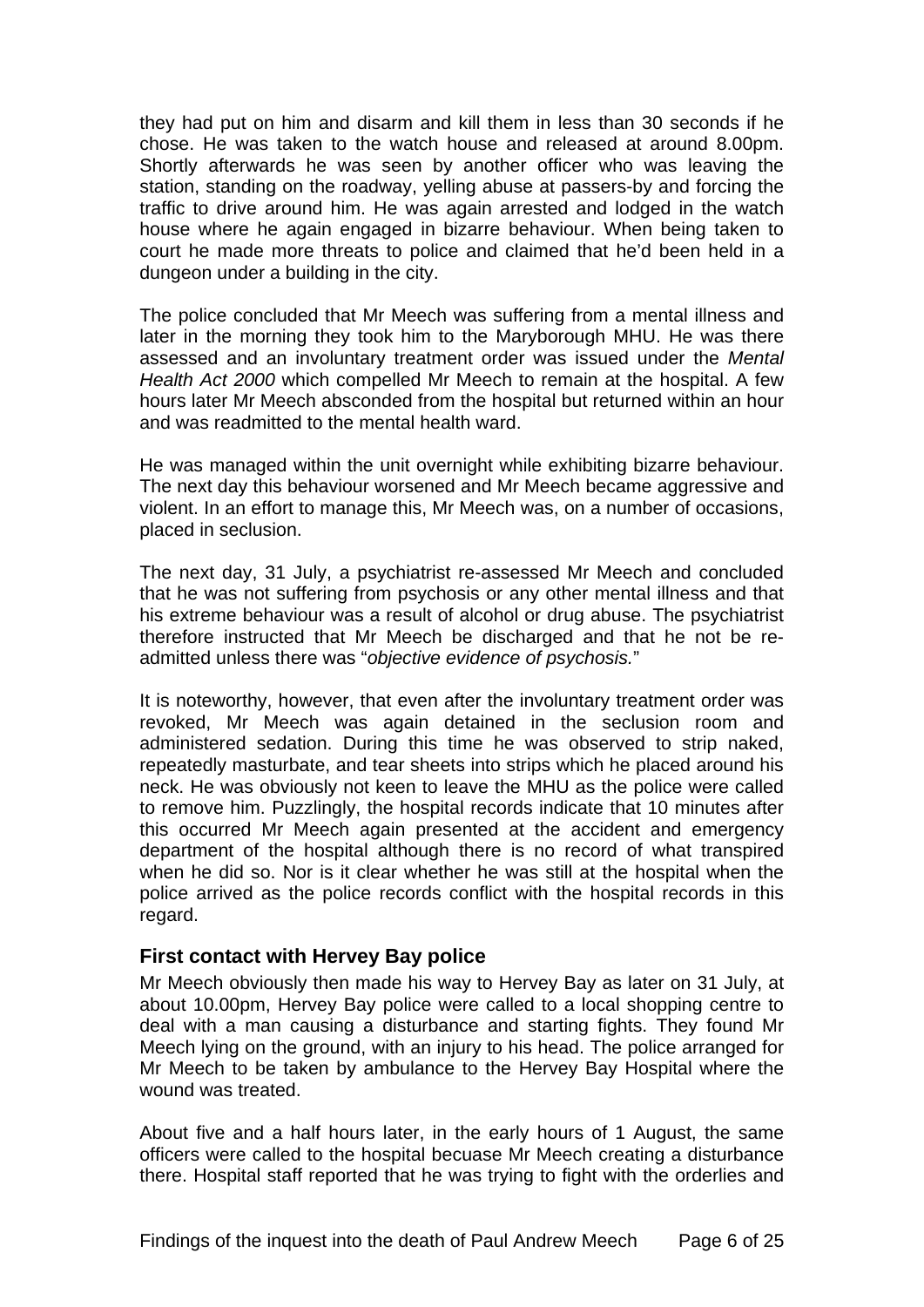they had put on him and disarm and kill them in less than 30 seconds if he chose. He was taken to the watch house and released at around 8.00pm. Shortly afterwards he was seen by another officer who was leaving the station, standing on the roadway, yelling abuse at passers-by and forcing the traffic to drive around him. He was again arrested and lodged in the watch house where he again engaged in bizarre behaviour. When being taken to court he made more threats to police and claimed that he'd been held in a dungeon under a building in the city.

The police concluded that Mr Meech was suffering from a mental illness and later in the morning they took him to the Maryborough MHU. He was there assessed and an involuntary treatment order was issued under the *Mental Health Act 2000* which compelled Mr Meech to remain at the hospital. A few hours later Mr Meech absconded from the hospital but returned within an hour and was readmitted to the mental health ward.

He was managed within the unit overnight while exhibiting bizarre behaviour. The next day this behaviour worsened and Mr Meech became aggressive and violent. In an effort to manage this, Mr Meech was, on a number of occasions, placed in seclusion.

The next day, 31 July, a psychiatrist re-assessed Mr Meech and concluded that he was not suffering from psychosis or any other mental illness and that his extreme behaviour was a result of alcohol or drug abuse. The psychiatrist therefore instructed that Mr Meech be discharged and that he not be re-admitted unless there was "*objective evidence of psychosis.*"

It is noteworthy, however, that even after the involuntary treatment order was revoked, Mr Meech was again detained in the seclusion room and administered sedation. During this time he was observed to strip naked, repeatedly masturbate, and tear sheets into strips which he placed around his neck. He was obviously not keen to leave the MHU as the police were called to remove him. Puzzlingly, the hospital records indicate that 10 minutes after this occurred Mr Meech again presented at the accident and emergency department of the hospital although there is no record of what transpired when he did so. Nor is it clear whether he was still at the hospital when the police arrived as the police records conflict with the hospital records in this regard.

### First contact with Hervey Bay police

Mr Meech obviously then made his way to Hervey Bay as later on 31 July, at about 10.00pm, Hervey Bay police were called to a local shopping centre to deal with a man causing a disturbance and starting fights. They found Mr Meech lying on the ground, with an injury to his head. The police arranged for Mr Meech to be taken by ambulance to the Hervey Bay Hospital where the wound was treated.

About five and a half hours later, in the early hours of 1 August, the same officers were called to the hospital becuase Mr Meech creating a disturbance there. Hospital staff reported that he was trying to fight with the orderlies and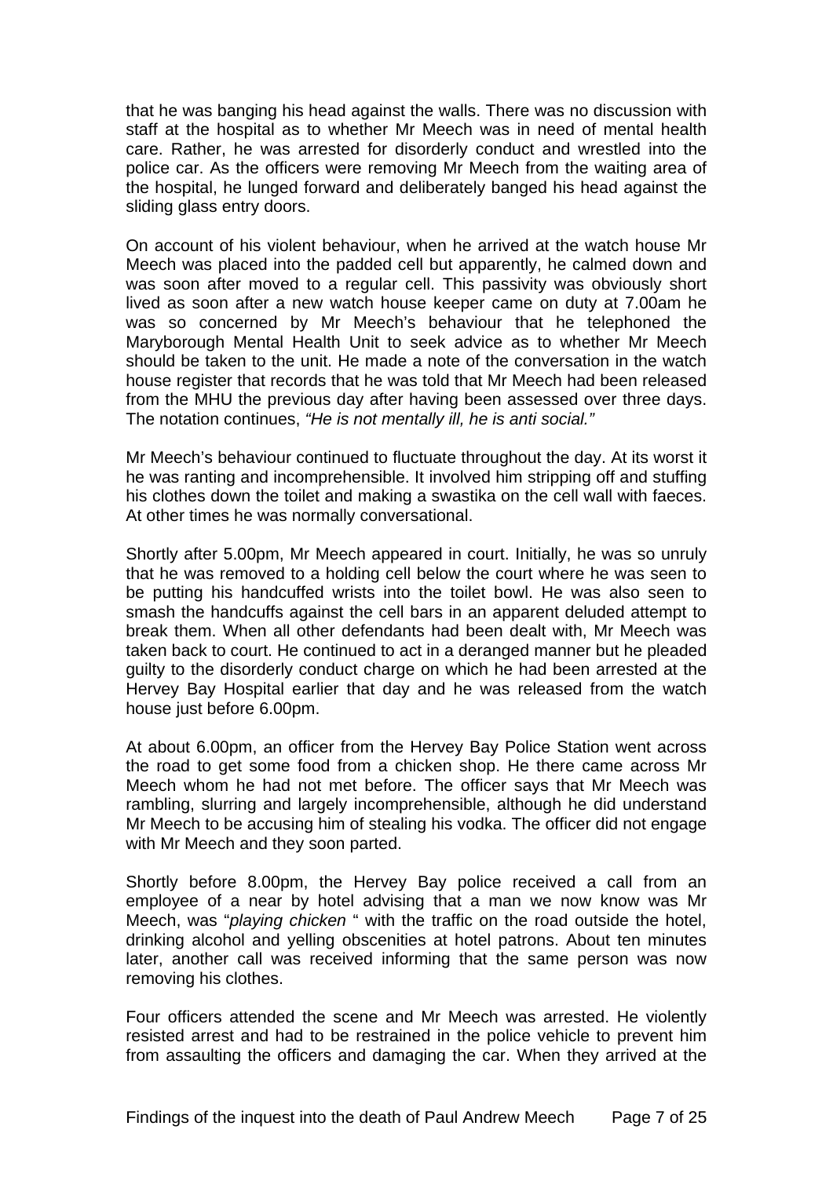that he was banging his head against the walls. There was no discussion with staff at the hospital as to whether Mr Meech was in need of mental health care. Rather, he was arrested for disorderly conduct and wrestled into the police car. As the officers were removing Mr Meech from the waiting area of the hospital, he lunged forward and deliberately banged his head against the sliding glass entry doors.

On account of his violent behaviour, when he arrived at the watch house Mr Meech was placed into the padded cell but apparently, he calmed down and was soon after moved to a regular cell. This passivity was obviously short lived as soon after a new watch house keeper came on duty at 7.00am he was so concerned by Mr Meech's behaviour that he telephoned the Maryborough Mental Health Unit to seek advice as to whether Mr Meech should be taken to the unit. He made a note of the conversation in the watch house register that records that he was told that Mr Meech had been released from the MHU the previous day after having been assessed over three days. The notation continues, *"He is not mentally ill, he is anti social."*

Mr Meech's behaviour continued to fluctuate throughout the day. At its worst it he was ranting and incomprehensible. It involved him stripping off and stuffing his clothes down the toilet and making a swastika on the cell wall with faeces. At other times he was normally conversational.

Shortly after 5.00pm, Mr Meech appeared in court. Initially, he was so unruly that he was removed to a holding cell below the court where he was seen to be putting his handcuffed wrists into the toilet bowl. He was also seen to smash the handcuffs against the cell bars in an apparent deluded attempt to break them. When all other defendants had been dealt with, Mr Meech was taken back to court. He continued to act in a deranged manner but he pleaded guilty to the disorderly conduct charge on which he had been arrested at the Hervey Bay Hospital earlier that day and he was released from the watch house just before 6.00pm.

At about 6.00pm, an officer from the Hervey Bay Police Station went across the road to get some food from a chicken shop. He there came across Mr Meech whom he had not met before. The officer says that Mr Meech was rambling, slurring and largely incomprehensible, although he did understand Mr Meech to be accusing him of stealing his vodka. The officer did not engage with Mr Meech and they soon parted.

Shortly before 8.00pm, the Hervey Bay police received a call from an employee of a near by hotel advising that a man we now know was Mr Meech, was "*playing chicken* " with the traffic on the road outside the hotel, drinking alcohol and yelling obscenities at hotel patrons. About ten minutes later, another call was received informing that the same person was now removing his clothes.

Four officers attended the scene and Mr Meech was arrested. He violently resisted arrest and had to be restrained in the police vehicle to prevent him from assaulting the officers and damaging the car. When they arrived at the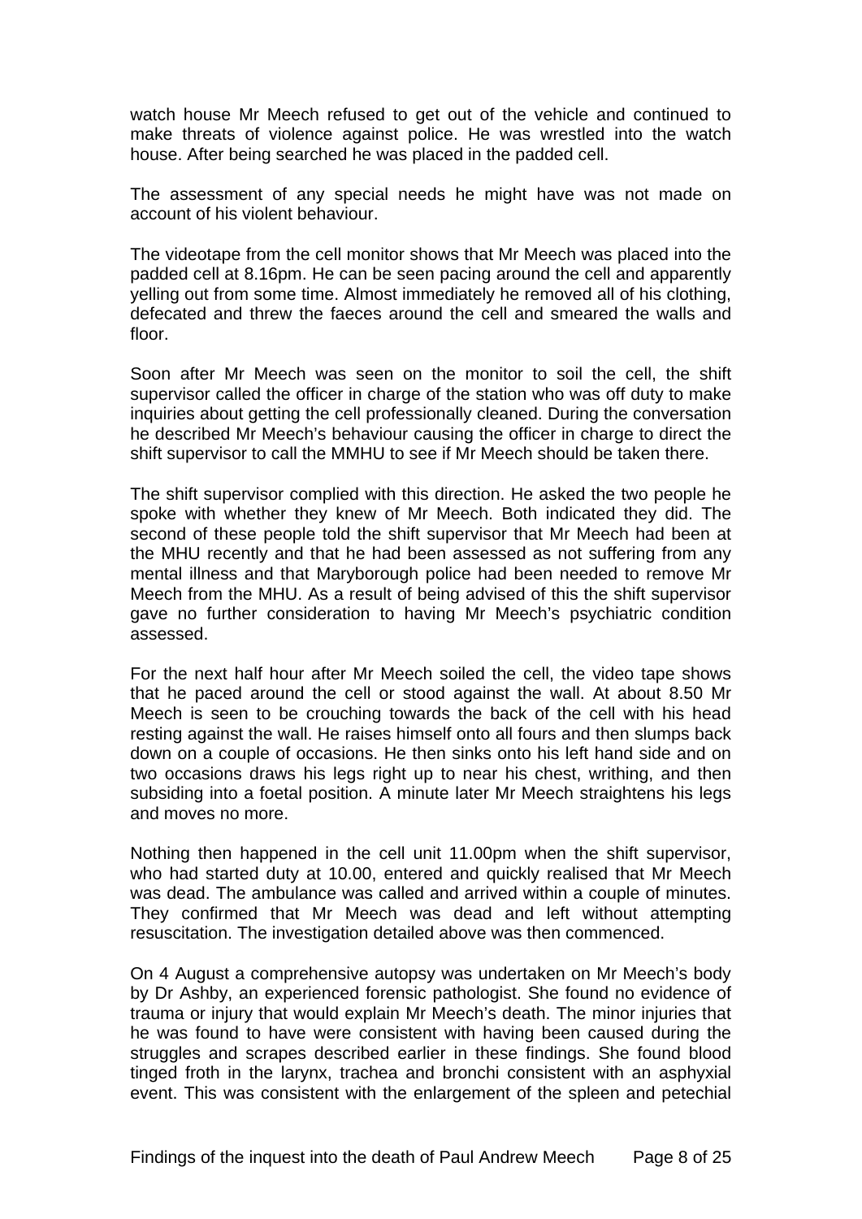watch house Mr Meech refused to get out of the vehicle and continued to make threats of violence against police. He was wrestled into the watch house. After being searched he was placed in the padded cell.

The assessment of any special needs he might have was not made on account of his violent behaviour.

The videotape from the cell monitor shows that Mr Meech was placed into the padded cell at 8.16pm. He can be seen pacing around the cell and apparently yelling out from some time. Almost immediately he removed all of his clothing, defecated and threw the faeces around the cell and smeared the walls and floor.

Soon after Mr Meech was seen on the monitor to soil the cell, the shift supervisor called the officer in charge of the station who was off duty to make inquiries about getting the cell professionally cleaned. During the conversation he described Mr Meech's behaviour causing the officer in charge to direct the shift supervisor to call the MMHU to see if Mr Meech should be taken there.

The shift supervisor complied with this direction. He asked the two people he spoke with whether they knew of Mr Meech. Both indicated they did. The second of these people told the shift supervisor that Mr Meech had been at the MHU recently and that he had been assessed as not suffering from any mental illness and that Maryborough police had been needed to remove Mr Meech from the MHU. As a result of being advised of this the shift supervisor gave no further consideration to having Mr Meech's psychiatric condition assessed.

For the next half hour after Mr Meech soiled the cell, the video tape shows that he paced around the cell or stood against the wall. At about 8.50 Mr Meech is seen to be crouching towards the back of the cell with his head resting against the wall. He raises himself onto all fours and then slumps back down on a couple of occasions. He then sinks onto his left hand side and on two occasions draws his legs right up to near his chest, writhing, and then subsiding into a foetal position. A minute later Mr Meech straightens his legs and moves no more.

Nothing then happened in the cell unit 11.00pm when the shift supervisor, who had started duty at 10.00, entered and quickly realised that Mr Meech was dead. The ambulance was called and arrived within a couple of minutes. They confirmed that Mr Meech was dead and left without attempting resuscitation. The investigation detailed above was then commenced.

On 4 August a comprehensive autopsy was undertaken on Mr Meech's body by Dr Ashby, an experienced forensic pathologist. She found no evidence of trauma or injury that would explain Mr Meech's death. The minor injuries that he was found to have were consistent with having been caused during the struggles and scrapes described earlier in these findings. She found blood tinged froth in the larynx, trachea and bronchi consistent with an asphyxial event. This was consistent with the enlargement of the spleen and petechial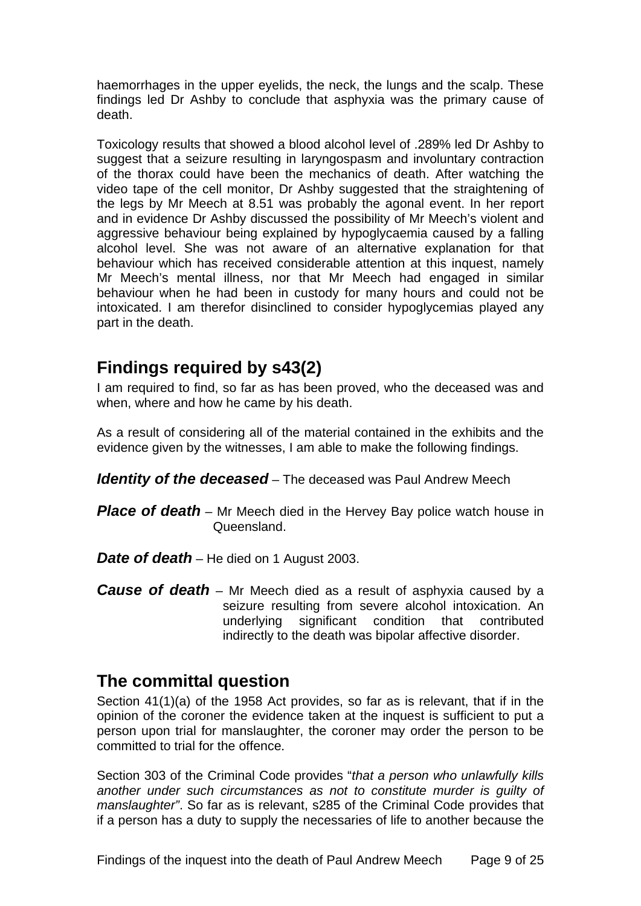haemorrhages in the upper eyelids, the neck, the lungs and the scalp. These findings led Dr Ashby to conclude that asphyxia was the primary cause of death.

Toxicology results that showed a blood alcohol level of .289% led Dr Ashby to suggest that a seizure resulting in laryngospasm and involuntary contraction of the thorax could have been the mechanics of death. After watching the video tape of the cell monitor, Dr Ashby suggested that the straightening of the legs by Mr Meech at 8.51 was probably the agonal event. In her report and in evidence Dr Ashby discussed the possibility of Mr Meech's violent and aggressive behaviour being explained by hypoglycaemia caused by a falling alcohol level. She was not aware of an alternative explanation for that behaviour which has received considerable attention at this inquest, namely Mr Meech's mental illness, nor that Mr Meech had engaged in similar behaviour when he had been in custody for many hours and could not be intoxicated. I am therefor disinclined to consider hypoglycemias played any part in the death.

## Findings required by s43(2)

I am required to find, so far as has been proved, who the deceased was and when, where and how he came by his death.

As a result of considering all of the material contained in the exhibits and the evidence given by the witnesses, I am able to make the following findings.

***Identity of the deceased*** – The deceased was Paul Andrew Meech

***Place of death*** – Mr Meech died in the Hervey Bay police watch house in Queensland.

***Date of death*** – He died on 1 August 2003.

***Cause of death*** – Mr Meech died as a result of asphyxia caused by a seizure resulting from severe alcohol intoxication. An underlying significant condition that contributed indirectly to the death was bipolar affective disorder.

## The committal question

Section 41(1)(a) of the 1958 Act provides, so far as is relevant, that if in the opinion of the coroner the evidence taken at the inquest is sufficient to put a person upon trial for manslaughter, the coroner may order the person to be committed to trial for the offence.

Section 303 of the Criminal Code provides "*that a person who unlawfully kills another under such circumstances as not to constitute murder is guilty of manslaughter*". So far as is relevant, s285 of the Criminal Code provides that if a person has a duty to supply the necessaries of life to another because the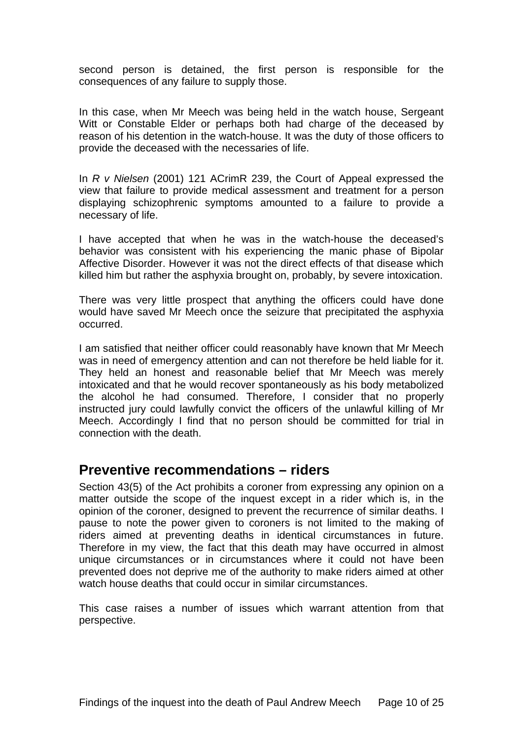second person is detained, the first person is responsible for the consequences of any failure to supply those.

In this case, when Mr Meech was being held in the watch house, Sergeant Witt or Constable Elder or perhaps both had charge of the deceased by reason of his detention in the watch-house. It was the duty of those officers to provide the deceased with the necessaries of life.

In *R v Nielsen* (2001) 121 ACrimR 239, the Court of Appeal expressed the view that failure to provide medical assessment and treatment for a person displaying schizophrenic symptoms amounted to a failure to provide a necessary of life.

I have accepted that when he was in the watch-house the deceased's behavior was consistent with his experiencing the manic phase of Bipolar Affective Disorder. However it was not the direct effects of that disease which killed him but rather the asphyxia brought on, probably, by severe intoxication.

There was very little prospect that anything the officers could have done would have saved Mr Meech once the seizure that precipitated the asphyxia occurred.

I am satisfied that neither officer could reasonably have known that Mr Meech was in need of emergency attention and can not therefore be held liable for it. They held an honest and reasonable belief that Mr Meech was merely intoxicated and that he would recover spontaneously as his body metabolized the alcohol he had consumed. Therefore, I consider that no properly instructed jury could lawfully convict the officers of the unlawful killing of Mr Meech. Accordingly I find that no person should be committed for trial in connection with the death.

## Preventive recommendations – riders

Section 43(5) of the Act prohibits a coroner from expressing any opinion on a matter outside the scope of the inquest except in a rider which is, in the opinion of the coroner, designed to prevent the recurrence of similar deaths. I pause to note the power given to coroners is not limited to the making of riders aimed at preventing deaths in identical circumstances in future. Therefore in my view, the fact that this death may have occurred in almost unique circumstances or in circumstances where it could not have been prevented does not deprive me of the authority to make riders aimed at other watch house deaths that could occur in similar circumstances.

This case raises a number of issues which warrant attention from that perspective.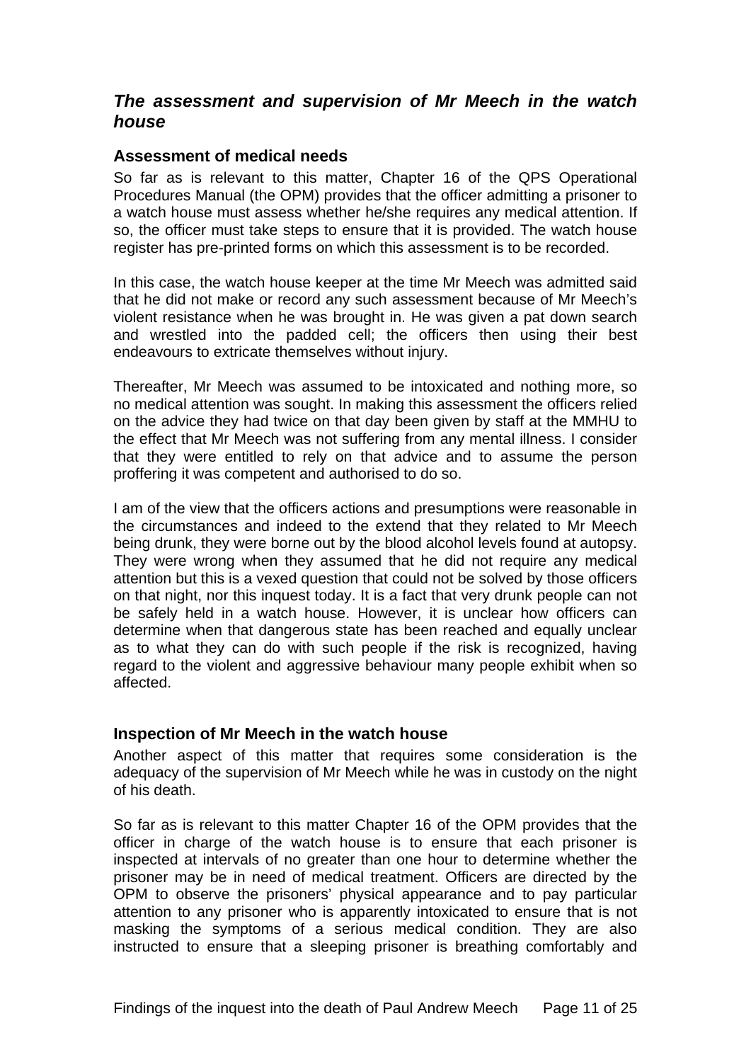## *The assessment and supervision of Mr Meech in the watch house*

### Assessment of medical needs

So far as is relevant to this matter, Chapter 16 of the QPS Operational Procedures Manual (the OPM) provides that the officer admitting a prisoner to a watch house must assess whether he/she requires any medical attention. If so, the officer must take steps to ensure that it is provided. The watch house register has pre-printed forms on which this assessment is to be recorded.

In this case, the watch house keeper at the time Mr Meech was admitted said that he did not make or record any such assessment because of Mr Meech's violent resistance when he was brought in. He was given a pat down search and wrestled into the padded cell; the officers then using their best endeavours to extricate themselves without injury.

Thereafter, Mr Meech was assumed to be intoxicated and nothing more, so no medical attention was sought. In making this assessment the officers relied on the advice they had twice on that day been given by staff at the MMHU to the effect that Mr Meech was not suffering from any mental illness. I consider that they were entitled to rely on that advice and to assume the person proffering it was competent and authorised to do so.

I am of the view that the officers actions and presumptions were reasonable in the circumstances and indeed to the extend that they related to Mr Meech being drunk, they were borne out by the blood alcohol levels found at autopsy. They were wrong when they assumed that he did not require any medical attention but this is a vexed question that could not be solved by those officers on that night, nor this inquest today. It is a fact that very drunk people can not be safely held in a watch house. However, it is unclear how officers can determine when that dangerous state has been reached and equally unclear as to what they can do with such people if the risk is recognized, having regard to the violent and aggressive behaviour many people exhibit when so affected.

### Inspection of Mr Meech in the watch house

Another aspect of this matter that requires some consideration is the adequacy of the supervision of Mr Meech while he was in custody on the night of his death.

So far as is relevant to this matter Chapter 16 of the OPM provides that the officer in charge of the watch house is to ensure that each prisoner is inspected at intervals of no greater than one hour to determine whether the prisoner may be in need of medical treatment. Officers are directed by the OPM to observe the prisoners' physical appearance and to pay particular attention to any prisoner who is apparently intoxicated to ensure that is not masking the symptoms of a serious medical condition. They are also instructed to ensure that a sleeping prisoner is breathing comfortably and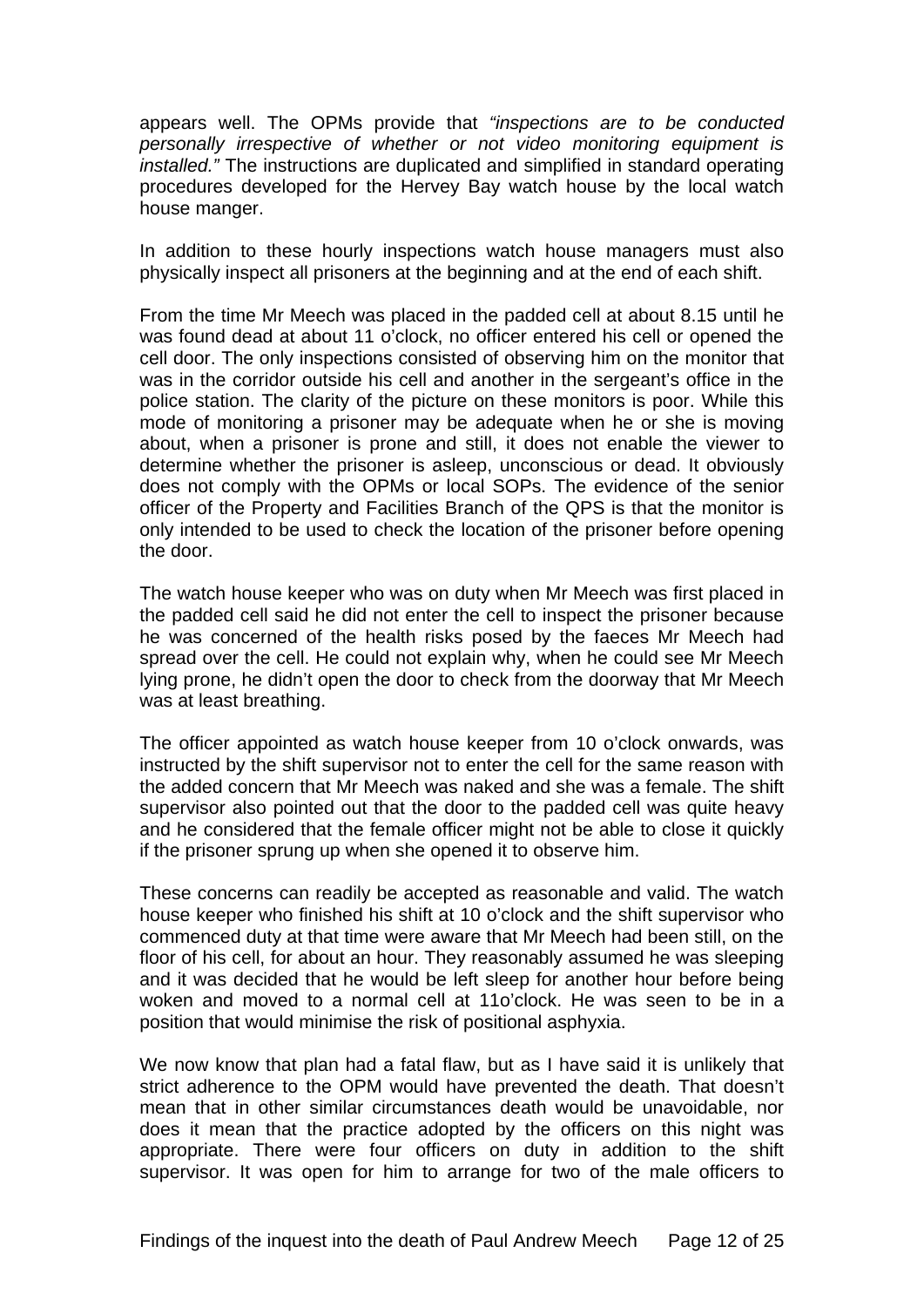appears well. The OPMs provide that *"inspections are to be conducted personally irrespective of whether or not video monitoring equipment is installed."* The instructions are duplicated and simplified in standard operating procedures developed for the Hervey Bay watch house by the local watch house manger.

In addition to these hourly inspections watch house managers must also physically inspect all prisoners at the beginning and at the end of each shift.

From the time Mr Meech was placed in the padded cell at about 8.15 until he was found dead at about 11 o'clock, no officer entered his cell or opened the cell door. The only inspections consisted of observing him on the monitor that was in the corridor outside his cell and another in the sergeant's office in the police station. The clarity of the picture on these monitors is poor. While this mode of monitoring a prisoner may be adequate when he or she is moving about, when a prisoner is prone and still, it does not enable the viewer to determine whether the prisoner is asleep, unconscious or dead. It obviously does not comply with the OPMs or local SOPs. The evidence of the senior officer of the Property and Facilities Branch of the QPS is that the monitor is only intended to be used to check the location of the prisoner before opening the door.

The watch house keeper who was on duty when Mr Meech was first placed in the padded cell said he did not enter the cell to inspect the prisoner because he was concerned of the health risks posed by the faeces Mr Meech had spread over the cell. He could not explain why, when he could see Mr Meech lying prone, he didn't open the door to check from the doorway that Mr Meech was at least breathing.

The officer appointed as watch house keeper from 10 o'clock onwards, was instructed by the shift supervisor not to enter the cell for the same reason with the added concern that Mr Meech was naked and she was a female. The shift supervisor also pointed out that the door to the padded cell was quite heavy and he considered that the female officer might not be able to close it quickly if the prisoner sprung up when she opened it to observe him.

These concerns can readily be accepted as reasonable and valid. The watch house keeper who finished his shift at 10 o'clock and the shift supervisor who commenced duty at that time were aware that Mr Meech had been still, on the floor of his cell, for about an hour. They reasonably assumed he was sleeping and it was decided that he would be left sleep for another hour before being woken and moved to a normal cell at 11o'clock. He was seen to be in a position that would minimise the risk of positional asphyxia.

We now know that plan had a fatal flaw, but as I have said it is unlikely that strict adherence to the OPM would have prevented the death. That doesn't mean that in other similar circumstances death would be unavoidable, nor does it mean that the practice adopted by the officers on this night was appropriate. There were four officers on duty in addition to the shift supervisor. It was open for him to arrange for two of the male officers to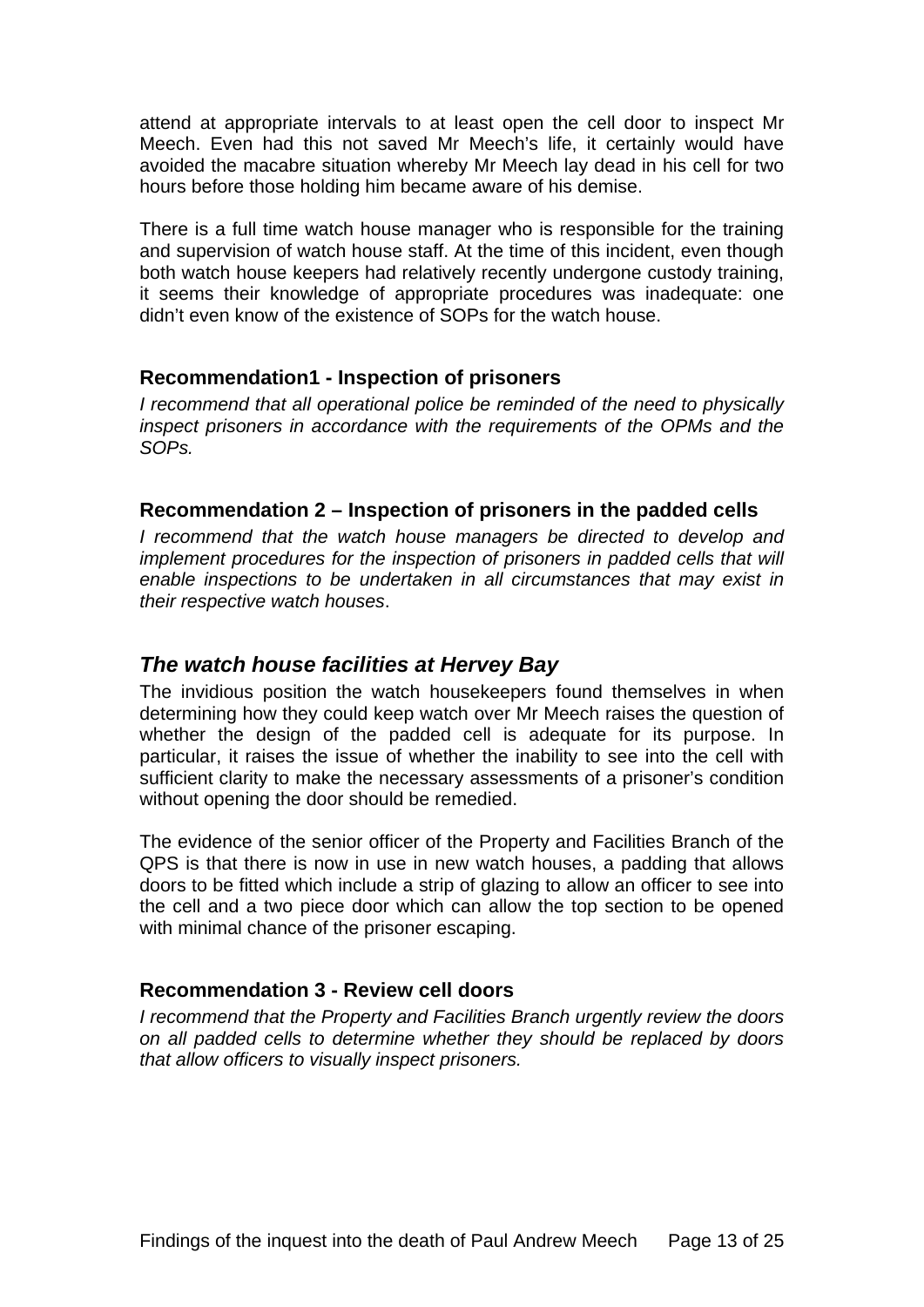attend at appropriate intervals to at least open the cell door to inspect Mr Meech. Even had this not saved Mr Meech's life, it certainly would have avoided the macabre situation whereby Mr Meech lay dead in his cell for two hours before those holding him became aware of his demise.

There is a full time watch house manager who is responsible for the training and supervision of watch house staff. At the time of this incident, even though both watch house keepers had relatively recently undergone custody training, it seems their knowledge of appropriate procedures was inadequate: one didn't even know of the existence of SOPs for the watch house.

### Recommendation1 - Inspection of prisoners

*I recommend that all operational police be reminded of the need to physically inspect prisoners in accordance with the requirements of the OPMs and the SOPs.*

### Recommendation 2 – Inspection of prisoners in the padded cells

*I recommend that the watch house managers be directed to develop and implement procedures for the inspection of prisoners in padded cells that will enable inspections to be undertaken in all circumstances that may exist in their respective watch houses*.

## *The watch house facilities at Hervey Bay*

The invidious position the watch housekeepers found themselves in when determining how they could keep watch over Mr Meech raises the question of whether the design of the padded cell is adequate for its purpose. In particular, it raises the issue of whether the inability to see into the cell with sufficient clarity to make the necessary assessments of a prisoner's condition without opening the door should be remedied.

The evidence of the senior officer of the Property and Facilities Branch of the QPS is that there is now in use in new watch houses, a padding that allows doors to be fitted which include a strip of glazing to allow an officer to see into the cell and a two piece door which can allow the top section to be opened with minimal chance of the prisoner escaping.

### Recommendation 3 - Review cell doors

*I recommend that the Property and Facilities Branch urgently review the doors on all padded cells to determine whether they should be replaced by doors that allow officers to visually inspect prisoners.*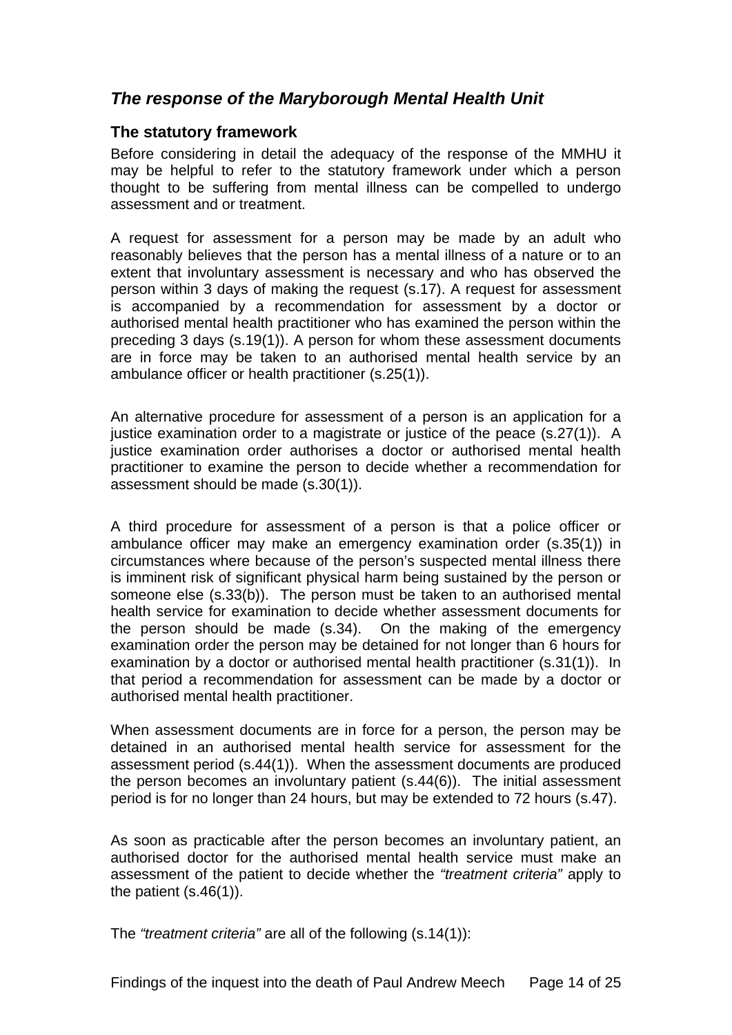## *The response of the Maryborough Mental Health Unit*

### The statutory framework

Before considering in detail the adequacy of the response of the MMHU it may be helpful to refer to the statutory framework under which a person thought to be suffering from mental illness can be compelled to undergo assessment and or treatment.

A request for assessment for a person may be made by an adult who reasonably believes that the person has a mental illness of a nature or to an extent that involuntary assessment is necessary and who has observed the person within 3 days of making the request (s.17). A request for assessment is accompanied by a recommendation for assessment by a doctor or authorised mental health practitioner who has examined the person within the preceding 3 days (s.19(1)). A person for whom these assessment documents are in force may be taken to an authorised mental health service by an ambulance officer or health practitioner (s.25(1)).

An alternative procedure for assessment of a person is an application for a justice examination order to a magistrate or justice of the peace (s.27(1)). A justice examination order authorises a doctor or authorised mental health practitioner to examine the person to decide whether a recommendation for assessment should be made (s.30(1)).

A third procedure for assessment of a person is that a police officer or ambulance officer may make an emergency examination order (s.35(1)) in circumstances where because of the person's suspected mental illness there is imminent risk of significant physical harm being sustained by the person or someone else (s.33(b)). The person must be taken to an authorised mental health service for examination to decide whether assessment documents for the person should be made (s.34). On the making of the emergency examination order the person may be detained for not longer than 6 hours for examination by a doctor or authorised mental health practitioner (s.31(1)). In that period a recommendation for assessment can be made by a doctor or authorised mental health practitioner.

When assessment documents are in force for a person, the person may be detained in an authorised mental health service for assessment for the assessment period (s.44(1)). When the assessment documents are produced the person becomes an involuntary patient (s.44(6)). The initial assessment period is for no longer than 24 hours, but may be extended to 72 hours (s.47).

As soon as practicable after the person becomes an involuntary patient, an authorised doctor for the authorised mental health service must make an assessment of the patient to decide whether the *"treatment criteria"* apply to the patient (s.46(1)).

The *"treatment criteria"* are all of the following (s.14(1)):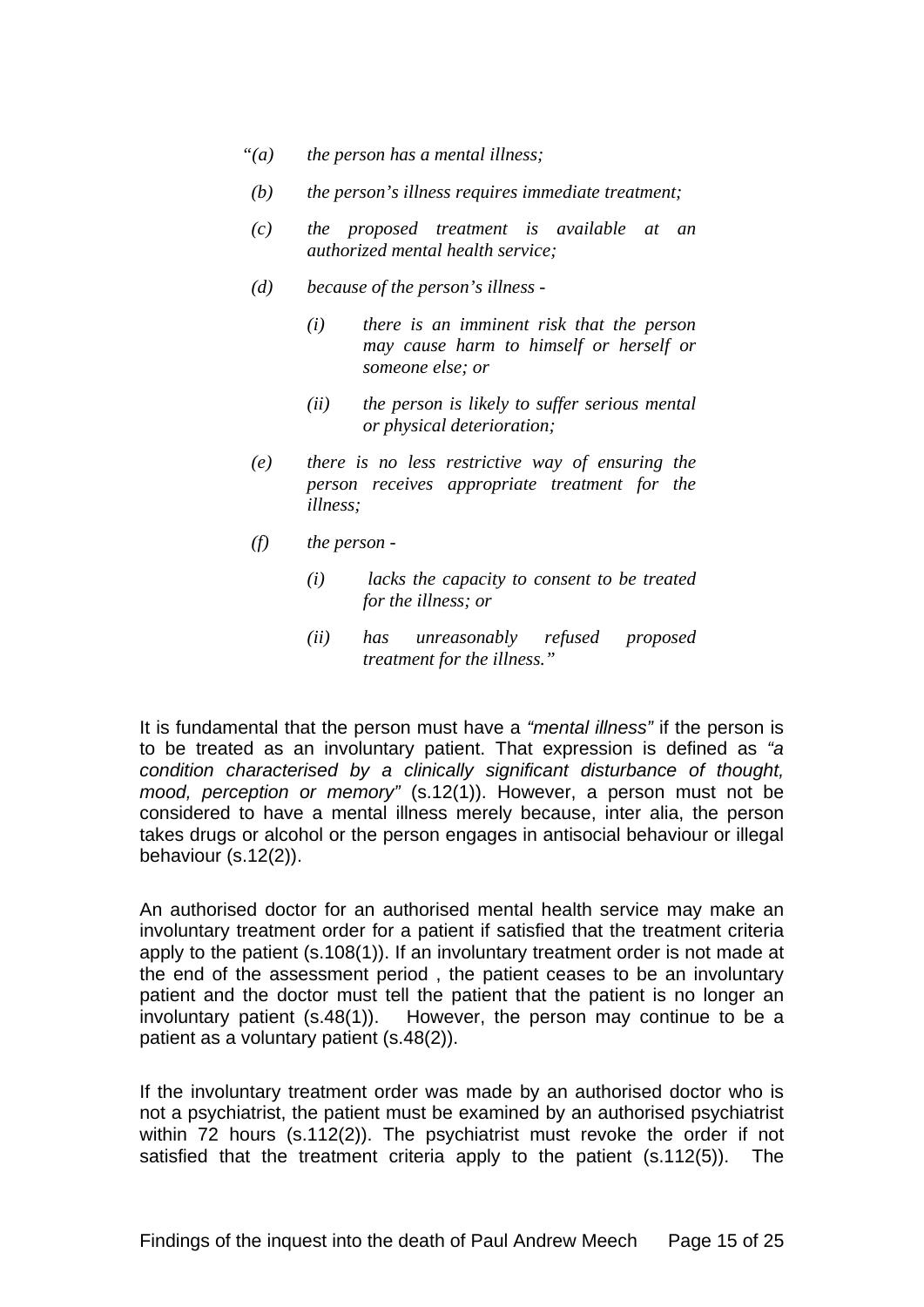> *"(a) the person has a mental illness;*
>
> *(b) the person's illness requires immediate treatment;*
>
> *(c) the proposed treatment is available at an authorized mental health service;*
>
> *(d) because of the person's illness -*
>
> > *(i) there is an imminent risk that the person may cause harm to himself or herself or someone else; or*
> >
> > *(ii) the person is likely to suffer serious mental or physical deterioration;*
>
> *(e) there is no less restrictive way of ensuring the person receives appropriate treatment for the illness;*
>
> *(f) the person -*
>
> > *(i) lacks the capacity to consent to be treated for the illness; or*
> >
> > *(ii) has unreasonably refused proposed treatment for the illness."*

It is fundamental that the person must have a *"mental illness"* if the person is to be treated as an involuntary patient. That expression is defined as *"a condition characterised by a clinically significant disturbance of thought, mood, perception or memory"* (s.12(1)). However, a person must not be considered to have a mental illness merely because, inter alia, the person takes drugs or alcohol or the person engages in antisocial behaviour or illegal behaviour (s.12(2)).

An authorised doctor for an authorised mental health service may make an involuntary treatment order for a patient if satisfied that the treatment criteria apply to the patient (s.108(1)). If an involuntary treatment order is not made at the end of the assessment period , the patient ceases to be an involuntary patient and the doctor must tell the patient that the patient is no longer an involuntary patient (s.48(1)). However, the person may continue to be a patient as a voluntary patient (s.48(2)).

If the involuntary treatment order was made by an authorised doctor who is not a psychiatrist, the patient must be examined by an authorised psychiatrist within 72 hours (s.112(2)). The psychiatrist must revoke the order if not satisfied that the treatment criteria apply to the patient (s.112(5)). The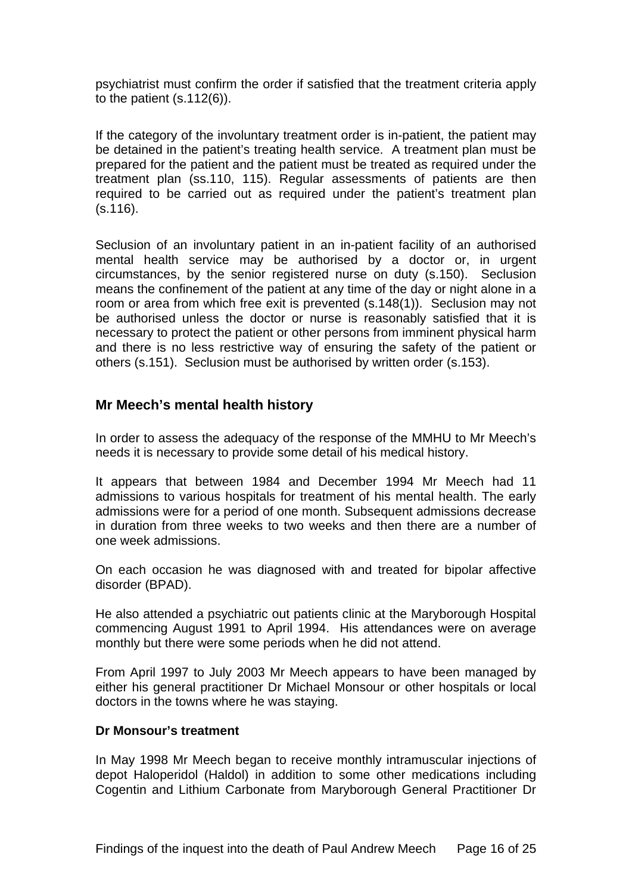psychiatrist must confirm the order if satisfied that the treatment criteria apply to the patient (s.112(6)).

If the category of the involuntary treatment order is in-patient, the patient may be detained in the patient's treating health service. A treatment plan must be prepared for the patient and the patient must be treated as required under the treatment plan (ss.110, 115). Regular assessments of patients are then required to be carried out as required under the patient's treatment plan (s.116).

Seclusion of an involuntary patient in an in-patient facility of an authorised mental health service may be authorised by a doctor or, in urgent circumstances, by the senior registered nurse on duty (s.150). Seclusion means the confinement of the patient at any time of the day or night alone in a room or area from which free exit is prevented (s.148(1)). Seclusion may not be authorised unless the doctor or nurse is reasonably satisfied that it is necessary to protect the patient or other persons from imminent physical harm and there is no less restrictive way of ensuring the safety of the patient or others (s.151). Seclusion must be authorised by written order (s.153).

## Mr Meech's mental health history

In order to assess the adequacy of the response of the MMHU to Mr Meech's needs it is necessary to provide some detail of his medical history.

It appears that between 1984 and December 1994 Mr Meech had 11 admissions to various hospitals for treatment of his mental health. The early admissions were for a period of one month. Subsequent admissions decrease in duration from three weeks to two weeks and then there are a number of one week admissions.

On each occasion he was diagnosed with and treated for bipolar affective disorder (BPAD).

He also attended a psychiatric out patients clinic at the Maryborough Hospital commencing August 1991 to April 1994. His attendances were on average monthly but there were some periods when he did not attend.

From April 1997 to July 2003 Mr Meech appears to have been managed by either his general practitioner Dr Michael Monsour or other hospitals or local doctors in the towns where he was staying.

### Dr Monsour's treatment

In May 1998 Mr Meech began to receive monthly intramuscular injections of depot Haloperidol (Haldol) in addition to some other medications including Cogentin and Lithium Carbonate from Maryborough General Practitioner Dr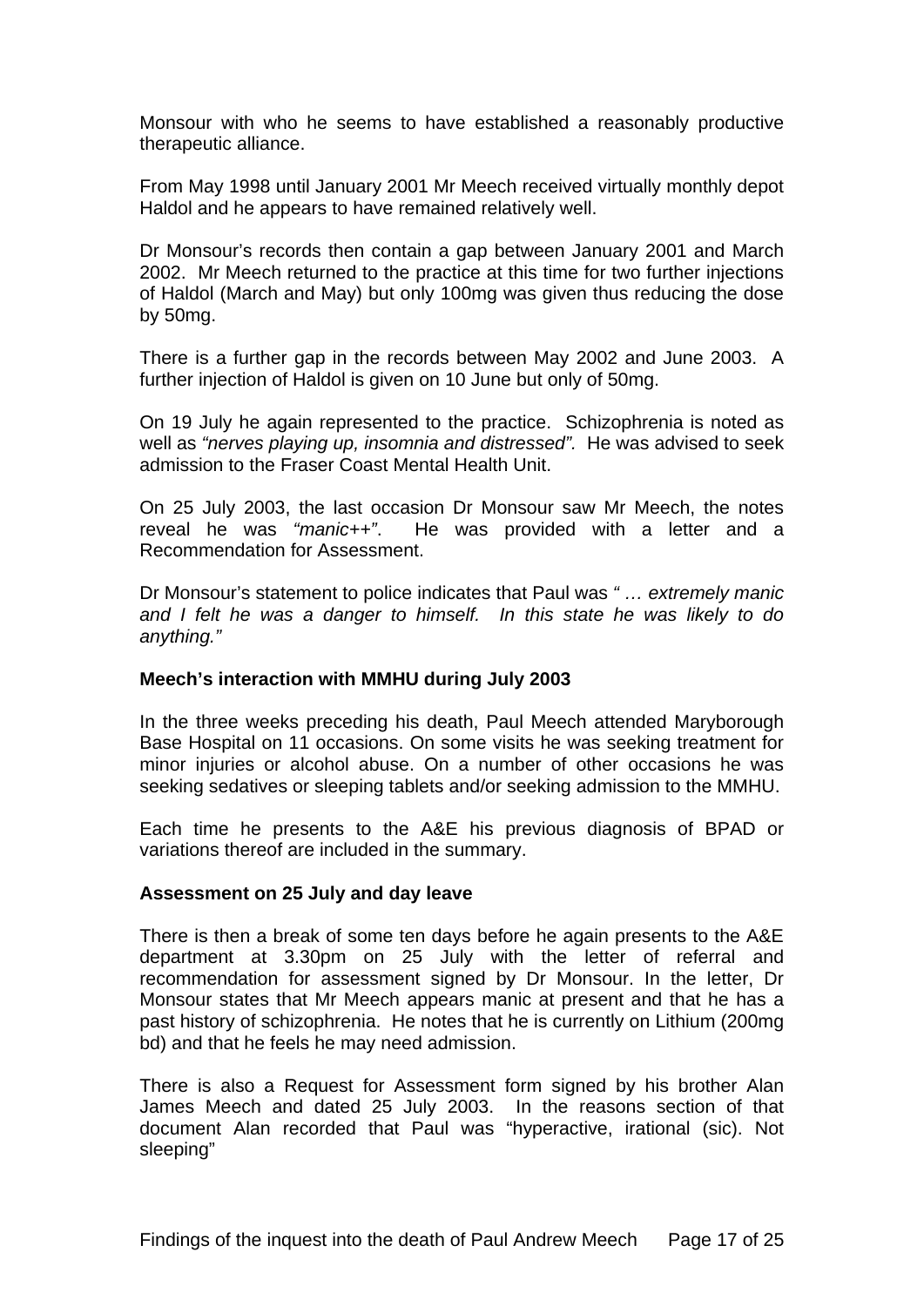Monsour with who he seems to have established a reasonably productive therapeutic alliance.

From May 1998 until January 2001 Mr Meech received virtually monthly depot Haldol and he appears to have remained relatively well.

Dr Monsour's records then contain a gap between January 2001 and March 2002. Mr Meech returned to the practice at this time for two further injections of Haldol (March and May) but only 100mg was given thus reducing the dose by 50mg.

There is a further gap in the records between May 2002 and June 2003. A further injection of Haldol is given on 10 June but only of 50mg.

On 19 July he again represented to the practice. Schizophrenia is noted as well as *"nerves playing up, insomnia and distressed".* He was advised to seek admission to the Fraser Coast Mental Health Unit.

On 25 July 2003, the last occasion Dr Monsour saw Mr Meech, the notes reveal he was *"manic++"*. He was provided with a letter and a Recommendation for Assessment.

Dr Monsour's statement to police indicates that Paul was *" … extremely manic and I felt he was a danger to himself. In this state he was likely to do anything."*

**Meech's interaction with MMHU during July 2003**

In the three weeks preceding his death, Paul Meech attended Maryborough Base Hospital on 11 occasions. On some visits he was seeking treatment for minor injuries or alcohol abuse. On a number of other occasions he was seeking sedatives or sleeping tablets and/or seeking admission to the MMHU.

Each time he presents to the A&E his previous diagnosis of BPAD or variations thereof are included in the summary.

**Assessment on 25 July and day leave**

There is then a break of some ten days before he again presents to the A&E department at 3.30pm on 25 July with the letter of referral and recommendation for assessment signed by Dr Monsour. In the letter, Dr Monsour states that Mr Meech appears manic at present and that he has a past history of schizophrenia. He notes that he is currently on Lithium (200mg bd) and that he feels he may need admission.

There is also a Request for Assessment form signed by his brother Alan James Meech and dated 25 July 2003. In the reasons section of that document Alan recorded that Paul was "hyperactive, irational (sic). Not sleeping"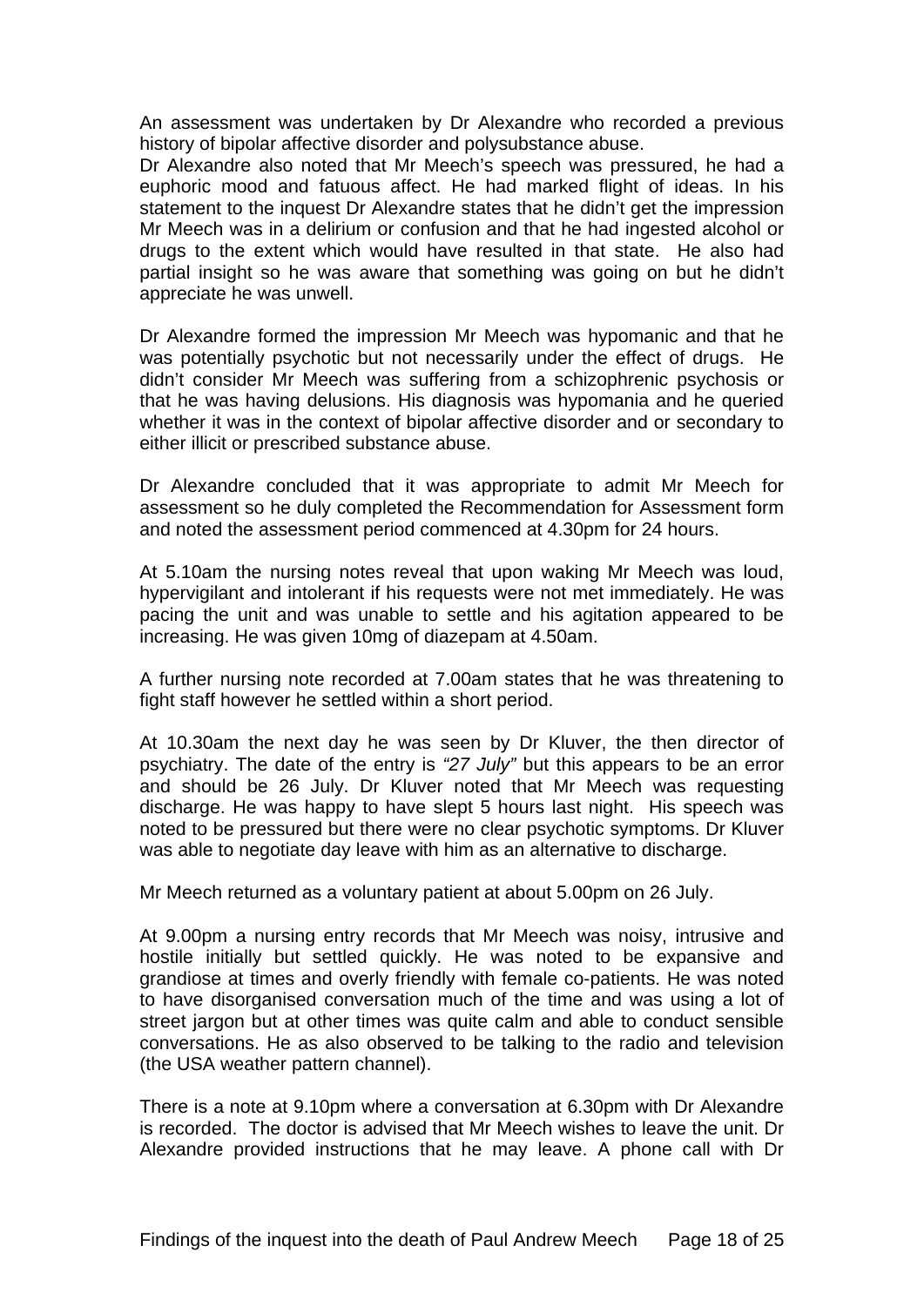An assessment was undertaken by Dr Alexandre who recorded a previous history of bipolar affective disorder and polysubstance abuse.

Dr Alexandre also noted that Mr Meech's speech was pressured, he had a euphoric mood and fatuous affect. He had marked flight of ideas. In his statement to the inquest Dr Alexandre states that he didn't get the impression Mr Meech was in a delirium or confusion and that he had ingested alcohol or drugs to the extent which would have resulted in that state. He also had partial insight so he was aware that something was going on but he didn't appreciate he was unwell.

Dr Alexandre formed the impression Mr Meech was hypomanic and that he was potentially psychotic but not necessarily under the effect of drugs. He didn't consider Mr Meech was suffering from a schizophrenic psychosis or that he was having delusions. His diagnosis was hypomania and he queried whether it was in the context of bipolar affective disorder and or secondary to either illicit or prescribed substance abuse.

Dr Alexandre concluded that it was appropriate to admit Mr Meech for assessment so he duly completed the Recommendation for Assessment form and noted the assessment period commenced at 4.30pm for 24 hours.

At 5.10am the nursing notes reveal that upon waking Mr Meech was loud, hypervigilant and intolerant if his requests were not met immediately. He was pacing the unit and was unable to settle and his agitation appeared to be increasing. He was given 10mg of diazepam at 4.50am.

A further nursing note recorded at 7.00am states that he was threatening to fight staff however he settled within a short period.

At 10.30am the next day he was seen by Dr Kluver, the then director of psychiatry. The date of the entry is *"27 July"* but this appears to be an error and should be 26 July. Dr Kluver noted that Mr Meech was requesting discharge. He was happy to have slept 5 hours last night. His speech was noted to be pressured but there were no clear psychotic symptoms. Dr Kluver was able to negotiate day leave with him as an alternative to discharge.

Mr Meech returned as a voluntary patient at about 5.00pm on 26 July.

At 9.00pm a nursing entry records that Mr Meech was noisy, intrusive and hostile initially but settled quickly. He was noted to be expansive and grandiose at times and overly friendly with female co-patients. He was noted to have disorganised conversation much of the time and was using a lot of street jargon but at other times was quite calm and able to conduct sensible conversations. He as also observed to be talking to the radio and television (the USA weather pattern channel).

There is a note at 9.10pm where a conversation at 6.30pm with Dr Alexandre is recorded. The doctor is advised that Mr Meech wishes to leave the unit. Dr Alexandre provided instructions that he may leave. A phone call with Dr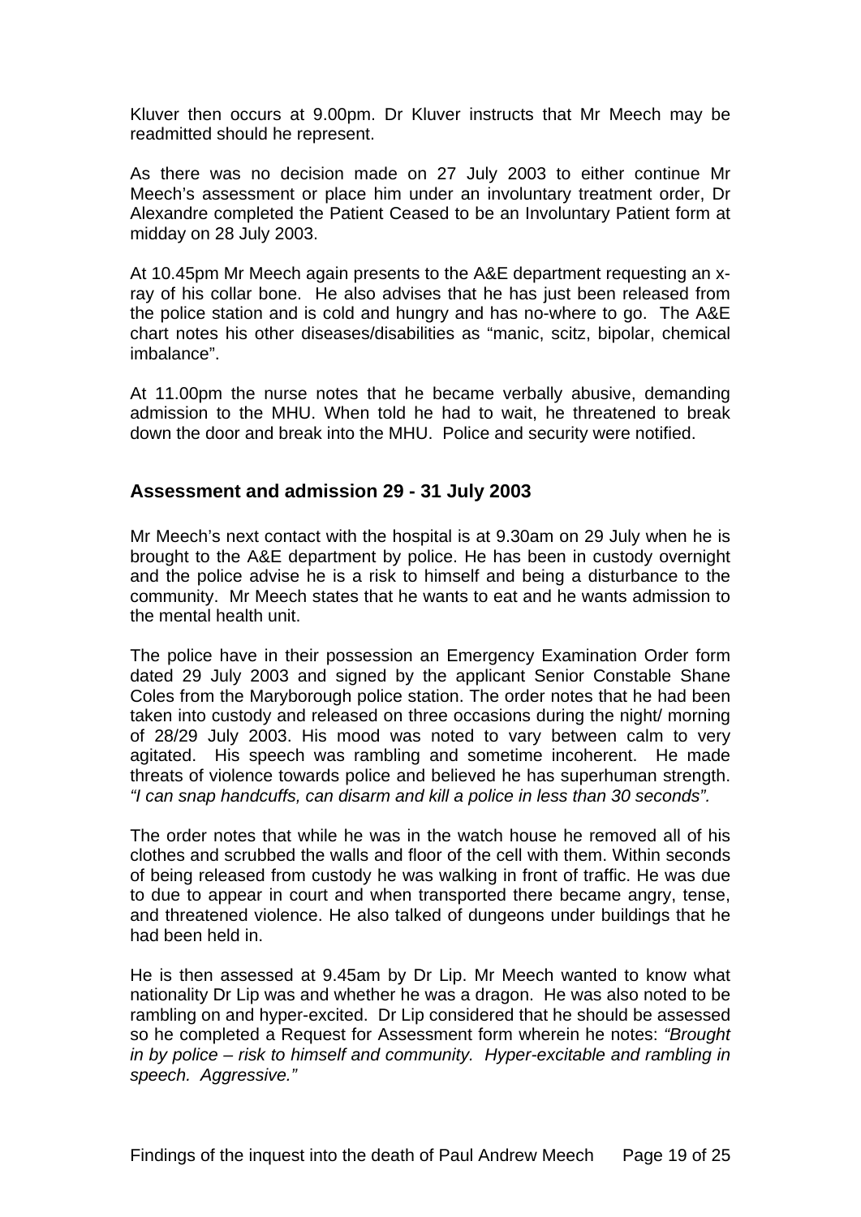Kluver then occurs at 9.00pm. Dr Kluver instructs that Mr Meech may be readmitted should he represent.

As there was no decision made on 27 July 2003 to either continue Mr Meech's assessment or place him under an involuntary treatment order, Dr Alexandre completed the Patient Ceased to be an Involuntary Patient form at midday on 28 July 2003.

At 10.45pm Mr Meech again presents to the A&E department requesting an x-ray of his collar bone. He also advises that he has just been released from the police station and is cold and hungry and has no-where to go. The A&E chart notes his other diseases/disabilities as "manic, scitz, bipolar, chemical imbalance".

At 11.00pm the nurse notes that he became verbally abusive, demanding admission to the MHU. When told he had to wait, he threatened to break down the door and break into the MHU. Police and security were notified.

## Assessment and admission 29 - 31 July 2003

Mr Meech's next contact with the hospital is at 9.30am on 29 July when he is brought to the A&E department by police. He has been in custody overnight and the police advise he is a risk to himself and being a disturbance to the community. Mr Meech states that he wants to eat and he wants admission to the mental health unit.

The police have in their possession an Emergency Examination Order form dated 29 July 2003 and signed by the applicant Senior Constable Shane Coles from the Maryborough police station. The order notes that he had been taken into custody and released on three occasions during the night/ morning of 28/29 July 2003. His mood was noted to vary between calm to very agitated. His speech was rambling and sometime incoherent. He made threats of violence towards police and believed he has superhuman strength. *"I can snap handcuffs, can disarm and kill a police in less than 30 seconds".*

The order notes that while he was in the watch house he removed all of his clothes and scrubbed the walls and floor of the cell with them. Within seconds of being released from custody he was walking in front of traffic. He was due to due to appear in court and when transported there became angry, tense, and threatened violence. He also talked of dungeons under buildings that he had been held in.

He is then assessed at 9.45am by Dr Lip. Mr Meech wanted to know what nationality Dr Lip was and whether he was a dragon. He was also noted to be rambling on and hyper-excited. Dr Lip considered that he should be assessed so he completed a Request for Assessment form wherein he notes: *"Brought in by police – risk to himself and community. Hyper-excitable and rambling in speech. Aggressive."*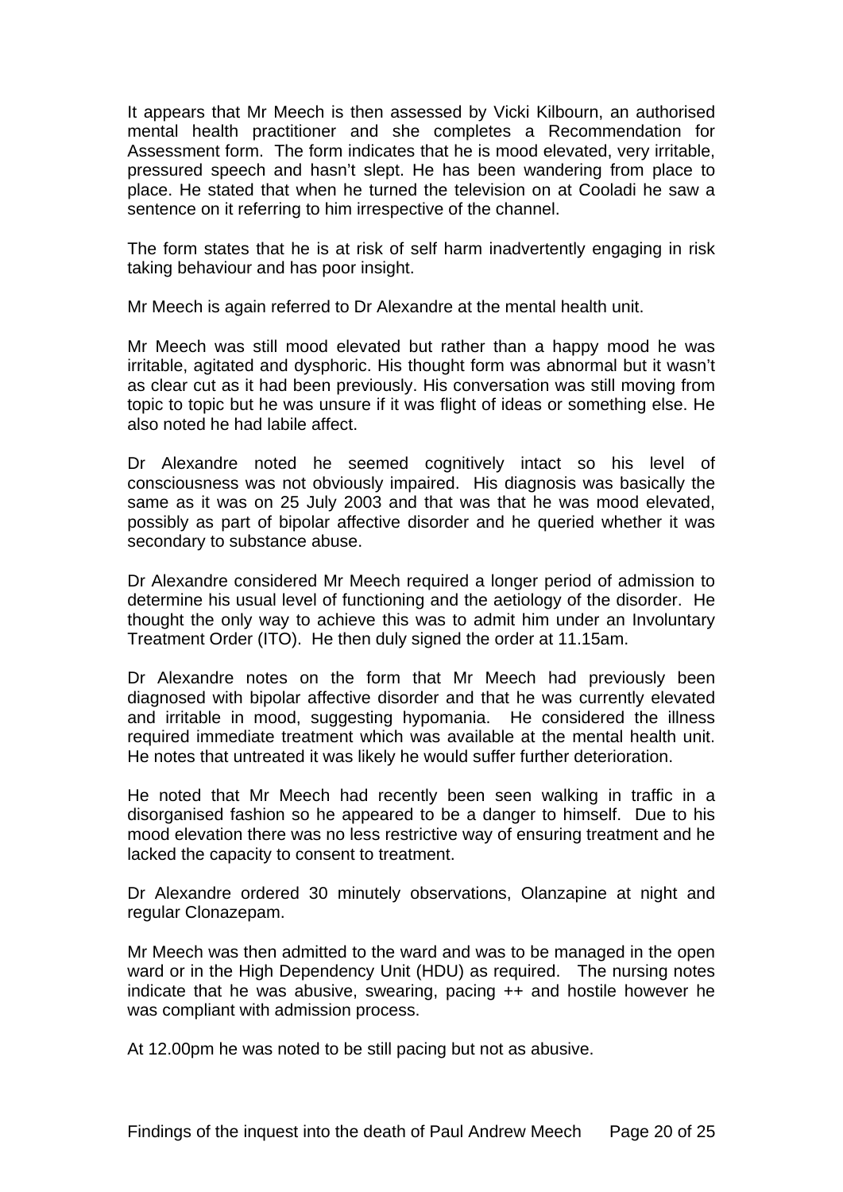It appears that Mr Meech is then assessed by Vicki Kilbourn, an authorised mental health practitioner and she completes a Recommendation for Assessment form. The form indicates that he is mood elevated, very irritable, pressured speech and hasn't slept. He has been wandering from place to place. He stated that when he turned the television on at Cooladi he saw a sentence on it referring to him irrespective of the channel.

The form states that he is at risk of self harm inadvertently engaging in risk taking behaviour and has poor insight.

Mr Meech is again referred to Dr Alexandre at the mental health unit.

Mr Meech was still mood elevated but rather than a happy mood he was irritable, agitated and dysphoric. His thought form was abnormal but it wasn't as clear cut as it had been previously. His conversation was still moving from topic to topic but he was unsure if it was flight of ideas or something else. He also noted he had labile affect.

Dr Alexandre noted he seemed cognitively intact so his level of consciousness was not obviously impaired. His diagnosis was basically the same as it was on 25 July 2003 and that was that he was mood elevated, possibly as part of bipolar affective disorder and he queried whether it was secondary to substance abuse.

Dr Alexandre considered Mr Meech required a longer period of admission to determine his usual level of functioning and the aetiology of the disorder. He thought the only way to achieve this was to admit him under an Involuntary Treatment Order (ITO). He then duly signed the order at 11.15am.

Dr Alexandre notes on the form that Mr Meech had previously been diagnosed with bipolar affective disorder and that he was currently elevated and irritable in mood, suggesting hypomania. He considered the illness required immediate treatment which was available at the mental health unit. He notes that untreated it was likely he would suffer further deterioration.

He noted that Mr Meech had recently been seen walking in traffic in a disorganised fashion so he appeared to be a danger to himself. Due to his mood elevation there was no less restrictive way of ensuring treatment and he lacked the capacity to consent to treatment.

Dr Alexandre ordered 30 minutely observations, Olanzapine at night and regular Clonazepam.

Mr Meech was then admitted to the ward and was to be managed in the open ward or in the High Dependency Unit (HDU) as required. The nursing notes indicate that he was abusive, swearing, pacing ++ and hostile however he was compliant with admission process.

At 12.00pm he was noted to be still pacing but not as abusive.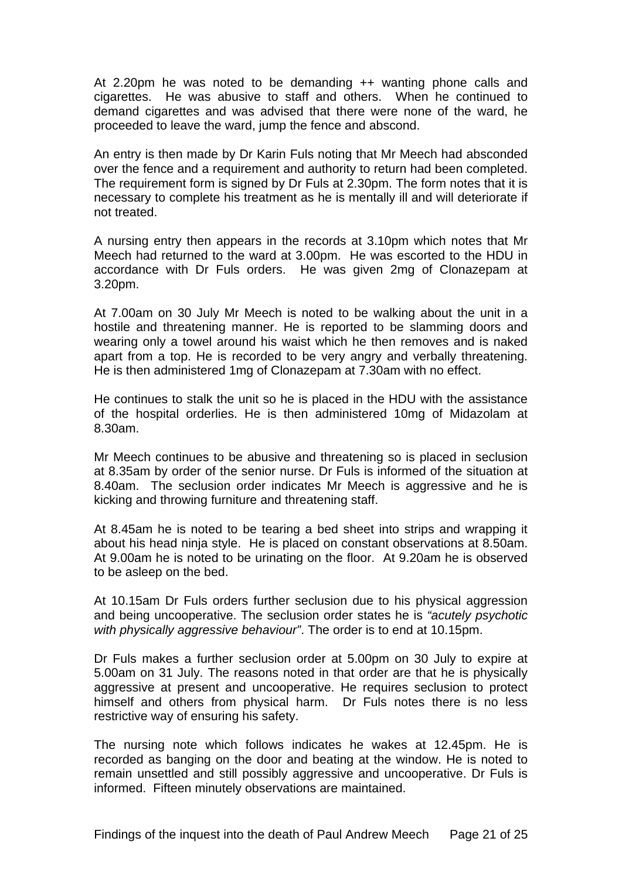At 2.20pm he was noted to be demanding ++ wanting phone calls and cigarettes. He was abusive to staff and others. When he continued to demand cigarettes and was advised that there were none of the ward, he proceeded to leave the ward, jump the fence and abscond.

An entry is then made by Dr Karin Fuls noting that Mr Meech had absconded over the fence and a requirement and authority to return had been completed. The requirement form is signed by Dr Fuls at 2.30pm. The form notes that it is necessary to complete his treatment as he is mentally ill and will deteriorate if not treated.

A nursing entry then appears in the records at 3.10pm which notes that Mr Meech had returned to the ward at 3.00pm. He was escorted to the HDU in accordance with Dr Fuls orders. He was given 2mg of Clonazepam at 3.20pm.

At 7.00am on 30 July Mr Meech is noted to be walking about the unit in a hostile and threatening manner. He is reported to be slamming doors and wearing only a towel around his waist which he then removes and is naked apart from a top. He is recorded to be very angry and verbally threatening. He is then administered 1mg of Clonazepam at 7.30am with no effect.

He continues to stalk the unit so he is placed in the HDU with the assistance of the hospital orderlies. He is then administered 10mg of Midazolam at 8.30am.

Mr Meech continues to be abusive and threatening so is placed in seclusion at 8.35am by order of the senior nurse. Dr Fuls is informed of the situation at 8.40am. The seclusion order indicates Mr Meech is aggressive and he is kicking and throwing furniture and threatening staff.

At 8.45am he is noted to be tearing a bed sheet into strips and wrapping it about his head ninja style. He is placed on constant observations at 8.50am. At 9.00am he is noted to be urinating on the floor. At 9.20am he is observed to be asleep on the bed.

At 10.15am Dr Fuls orders further seclusion due to his physical aggression and being uncooperative. The seclusion order states he is *"acutely psychotic with physically aggressive behaviour"*. The order is to end at 10.15pm.

Dr Fuls makes a further seclusion order at 5.00pm on 30 July to expire at 5.00am on 31 July. The reasons noted in that order are that he is physically aggressive at present and uncooperative. He requires seclusion to protect himself and others from physical harm. Dr Fuls notes there is no less restrictive way of ensuring his safety.

The nursing note which follows indicates he wakes at 12.45pm. He is recorded as banging on the door and beating at the window. He is noted to remain unsettled and still possibly aggressive and uncooperative. Dr Fuls is informed. Fifteen minutely observations are maintained.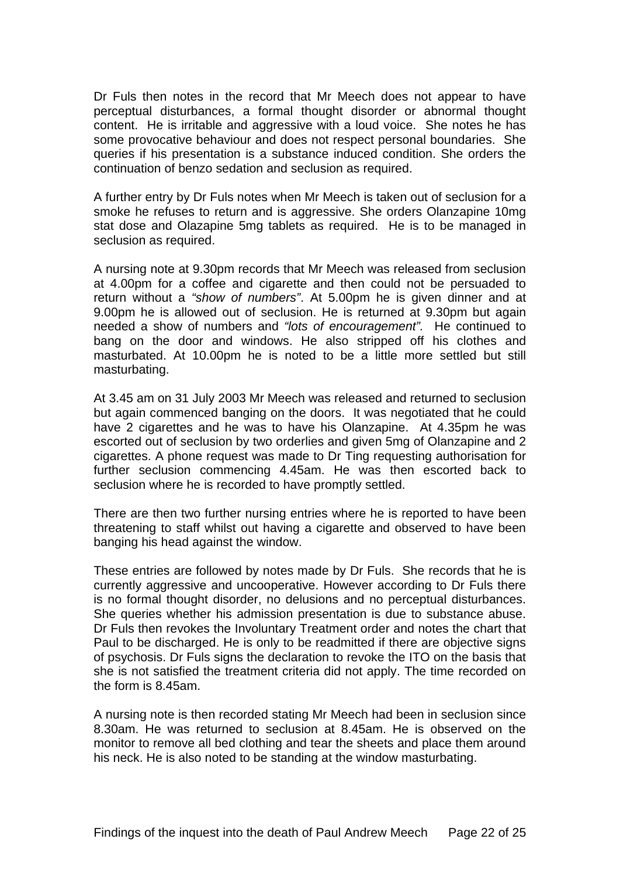Dr Fuls then notes in the record that Mr Meech does not appear to have perceptual disturbances, a formal thought disorder or abnormal thought content. He is irritable and aggressive with a loud voice. She notes he has some provocative behaviour and does not respect personal boundaries. She queries if his presentation is a substance induced condition. She orders the continuation of benzo sedation and seclusion as required.

A further entry by Dr Fuls notes when Mr Meech is taken out of seclusion for a smoke he refuses to return and is aggressive. She orders Olanzapine 10mg stat dose and Olazapine 5mg tablets as required. He is to be managed in seclusion as required.

A nursing note at 9.30pm records that Mr Meech was released from seclusion at 4.00pm for a coffee and cigarette and then could not be persuaded to return without a *"show of numbers"*. At 5.00pm he is given dinner and at 9.00pm he is allowed out of seclusion. He is returned at 9.30pm but again needed a show of numbers and *"lots of encouragement".* He continued to bang on the door and windows. He also stripped off his clothes and masturbated. At 10.00pm he is noted to be a little more settled but still masturbating.

At 3.45 am on 31 July 2003 Mr Meech was released and returned to seclusion but again commenced banging on the doors. It was negotiated that he could have 2 cigarettes and he was to have his Olanzapine. At 4.35pm he was escorted out of seclusion by two orderlies and given 5mg of Olanzapine and 2 cigarettes. A phone request was made to Dr Ting requesting authorisation for further seclusion commencing 4.45am. He was then escorted back to seclusion where he is recorded to have promptly settled.

There are then two further nursing entries where he is reported to have been threatening to staff whilst out having a cigarette and observed to have been banging his head against the window.

These entries are followed by notes made by Dr Fuls. She records that he is currently aggressive and uncooperative. However according to Dr Fuls there is no formal thought disorder, no delusions and no perceptual disturbances. She queries whether his admission presentation is due to substance abuse. Dr Fuls then revokes the Involuntary Treatment order and notes the chart that Paul to be discharged. He is only to be readmitted if there are objective signs of psychosis. Dr Fuls signs the declaration to revoke the ITO on the basis that she is not satisfied the treatment criteria did not apply. The time recorded on the form is 8.45am.

A nursing note is then recorded stating Mr Meech had been in seclusion since 8.30am. He was returned to seclusion at 8.45am. He is observed on the monitor to remove all bed clothing and tear the sheets and place them around his neck. He is also noted to be standing at the window masturbating.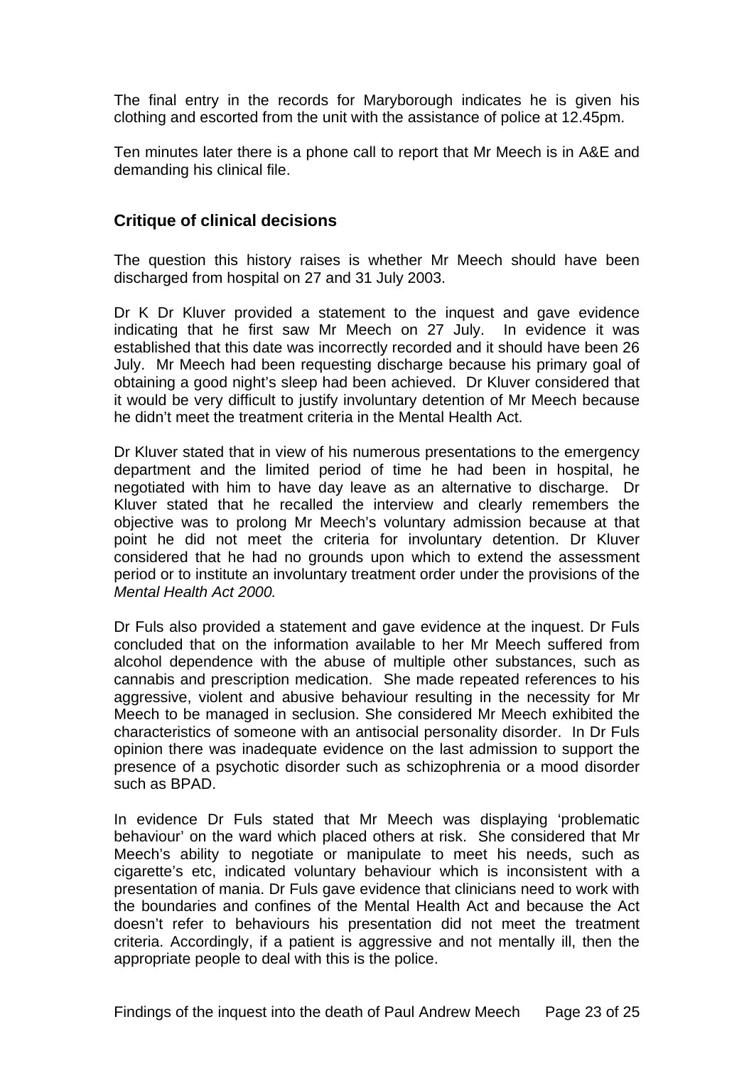The final entry in the records for Maryborough indicates he is given his clothing and escorted from the unit with the assistance of police at 12.45pm.

Ten minutes later there is a phone call to report that Mr Meech is in A&E and demanding his clinical file.

## Critique of clinical decisions

The question this history raises is whether Mr Meech should have been discharged from hospital on 27 and 31 July 2003.

Dr K Dr Kluver provided a statement to the inquest and gave evidence indicating that he first saw Mr Meech on 27 July. In evidence it was established that this date was incorrectly recorded and it should have been 26 July. Mr Meech had been requesting discharge because his primary goal of obtaining a good night's sleep had been achieved. Dr Kluver considered that it would be very difficult to justify involuntary detention of Mr Meech because he didn't meet the treatment criteria in the Mental Health Act.

Dr Kluver stated that in view of his numerous presentations to the emergency department and the limited period of time he had been in hospital, he negotiated with him to have day leave as an alternative to discharge. Dr Kluver stated that he recalled the interview and clearly remembers the objective was to prolong Mr Meech's voluntary admission because at that point he did not meet the criteria for involuntary detention. Dr Kluver considered that he had no grounds upon which to extend the assessment period or to institute an involuntary treatment order under the provisions of the *Mental Health Act 2000.*

Dr Fuls also provided a statement and gave evidence at the inquest. Dr Fuls concluded that on the information available to her Mr Meech suffered from alcohol dependence with the abuse of multiple other substances, such as cannabis and prescription medication. She made repeated references to his aggressive, violent and abusive behaviour resulting in the necessity for Mr Meech to be managed in seclusion. She considered Mr Meech exhibited the characteristics of someone with an antisocial personality disorder. In Dr Fuls opinion there was inadequate evidence on the last admission to support the presence of a psychotic disorder such as schizophrenia or a mood disorder such as BPAD.

In evidence Dr Fuls stated that Mr Meech was displaying 'problematic behaviour' on the ward which placed others at risk. She considered that Mr Meech's ability to negotiate or manipulate to meet his needs, such as cigarette's etc, indicated voluntary behaviour which is inconsistent with a presentation of mania. Dr Fuls gave evidence that clinicians need to work with the boundaries and confines of the Mental Health Act and because the Act doesn't refer to behaviours his presentation did not meet the treatment criteria. Accordingly, if a patient is aggressive and not mentally ill, then the appropriate people to deal with this is the police.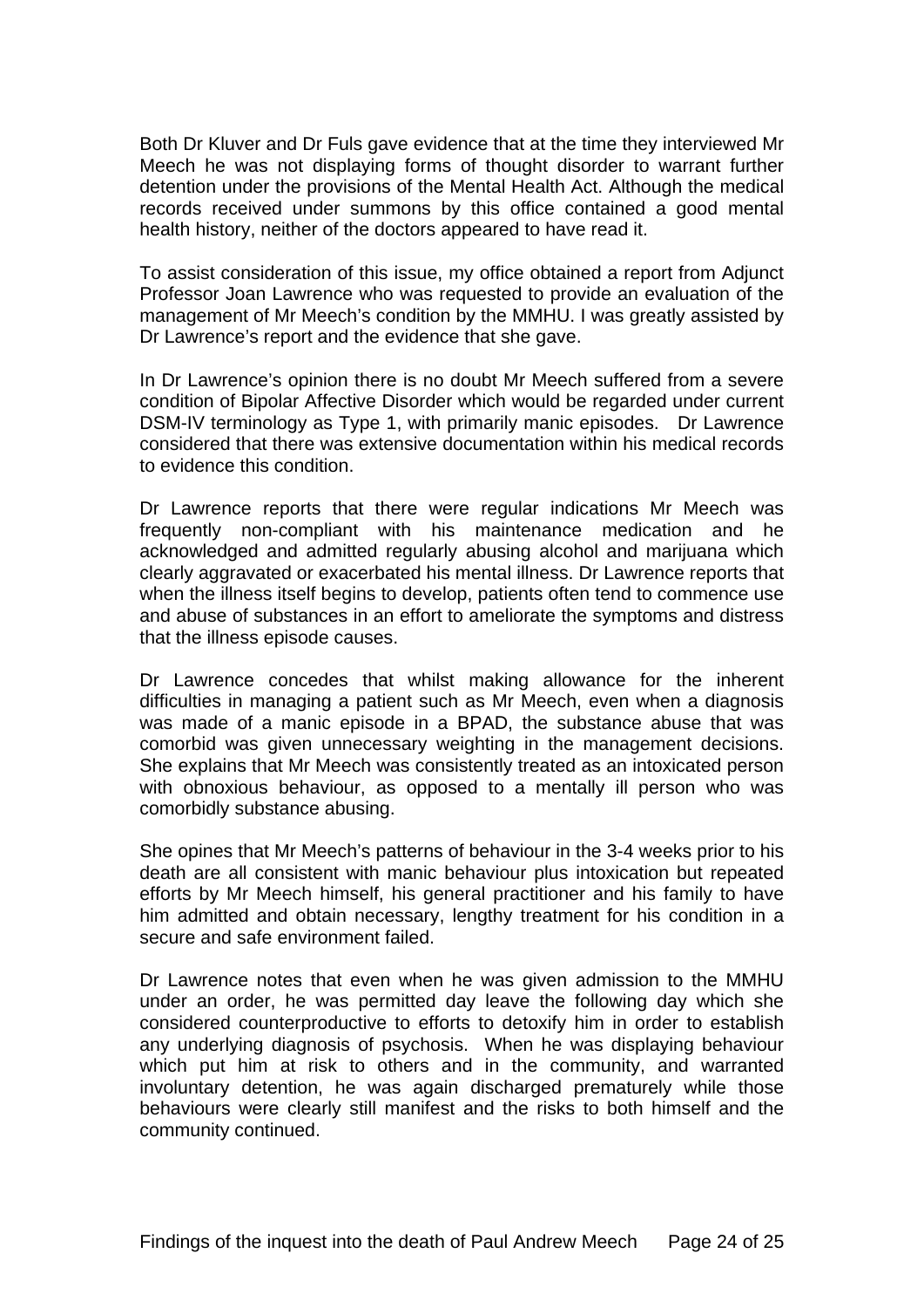Both Dr Kluver and Dr Fuls gave evidence that at the time they interviewed Mr Meech he was not displaying forms of thought disorder to warrant further detention under the provisions of the Mental Health Act. Although the medical records received under summons by this office contained a good mental health history, neither of the doctors appeared to have read it.

To assist consideration of this issue, my office obtained a report from Adjunct Professor Joan Lawrence who was requested to provide an evaluation of the management of Mr Meech's condition by the MMHU. I was greatly assisted by Dr Lawrence's report and the evidence that she gave.

In Dr Lawrence's opinion there is no doubt Mr Meech suffered from a severe condition of Bipolar Affective Disorder which would be regarded under current DSM-IV terminology as Type 1, with primarily manic episodes. Dr Lawrence considered that there was extensive documentation within his medical records to evidence this condition.

Dr Lawrence reports that there were regular indications Mr Meech was frequently non-compliant with his maintenance medication and he acknowledged and admitted regularly abusing alcohol and marijuana which clearly aggravated or exacerbated his mental illness. Dr Lawrence reports that when the illness itself begins to develop, patients often tend to commence use and abuse of substances in an effort to ameliorate the symptoms and distress that the illness episode causes.

Dr Lawrence concedes that whilst making allowance for the inherent difficulties in managing a patient such as Mr Meech, even when a diagnosis was made of a manic episode in a BPAD, the substance abuse that was comorbid was given unnecessary weighting in the management decisions. She explains that Mr Meech was consistently treated as an intoxicated person with obnoxious behaviour, as opposed to a mentally ill person who was comorbidly substance abusing.

She opines that Mr Meech's patterns of behaviour in the 3-4 weeks prior to his death are all consistent with manic behaviour plus intoxication but repeated efforts by Mr Meech himself, his general practitioner and his family to have him admitted and obtain necessary, lengthy treatment for his condition in a secure and safe environment failed.

Dr Lawrence notes that even when he was given admission to the MMHU under an order, he was permitted day leave the following day which she considered counterproductive to efforts to detoxify him in order to establish any underlying diagnosis of psychosis. When he was displaying behaviour which put him at risk to others and in the community, and warranted involuntary detention, he was again discharged prematurely while those behaviours were clearly still manifest and the risks to both himself and the community continued.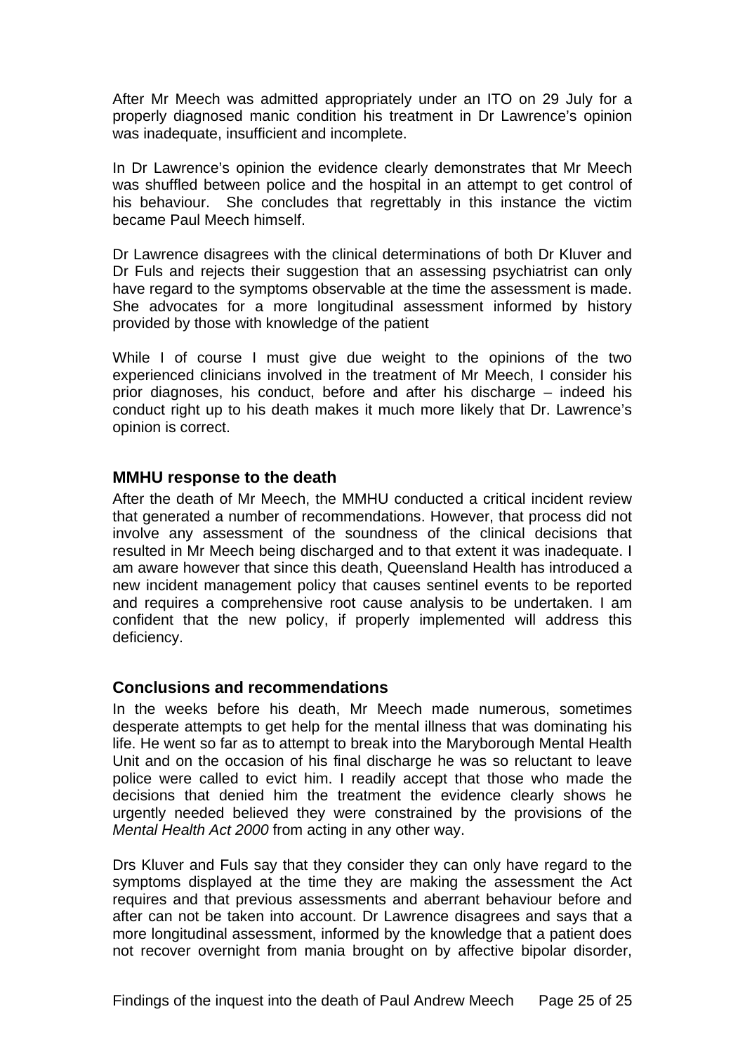After Mr Meech was admitted appropriately under an ITO on 29 July for a properly diagnosed manic condition his treatment in Dr Lawrence's opinion was inadequate, insufficient and incomplete.

In Dr Lawrence's opinion the evidence clearly demonstrates that Mr Meech was shuffled between police and the hospital in an attempt to get control of his behaviour. She concludes that regrettably in this instance the victim became Paul Meech himself.

Dr Lawrence disagrees with the clinical determinations of both Dr Kluver and Dr Fuls and rejects their suggestion that an assessing psychiatrist can only have regard to the symptoms observable at the time the assessment is made. She advocates for a more longitudinal assessment informed by history provided by those with knowledge of the patient

While I of course I must give due weight to the opinions of the two experienced clinicians involved in the treatment of Mr Meech, I consider his prior diagnoses, his conduct, before and after his discharge – indeed his conduct right up to his death makes it much more likely that Dr. Lawrence's opinion is correct.

## MMHU response to the death

After the death of Mr Meech, the MMHU conducted a critical incident review that generated a number of recommendations. However, that process did not involve any assessment of the soundness of the clinical decisions that resulted in Mr Meech being discharged and to that extent it was inadequate. I am aware however that since this death, Queensland Health has introduced a new incident management policy that causes sentinel events to be reported and requires a comprehensive root cause analysis to be undertaken. I am confident that the new policy, if properly implemented will address this deficiency.

## Conclusions and recommendations

In the weeks before his death, Mr Meech made numerous, sometimes desperate attempts to get help for the mental illness that was dominating his life. He went so far as to attempt to break into the Maryborough Mental Health Unit and on the occasion of his final discharge he was so reluctant to leave police were called to evict him. I readily accept that those who made the decisions that denied him the treatment the evidence clearly shows he urgently needed believed they were constrained by the provisions of the *Mental Health Act 2000* from acting in any other way.

Drs Kluver and Fuls say that they consider they can only have regard to the symptoms displayed at the time they are making the assessment the Act requires and that previous assessments and aberrant behaviour before and after can not be taken into account. Dr Lawrence disagrees and says that a more longitudinal assessment, informed by the knowledge that a patient does not recover overnight from mania brought on by affective bipolar disorder,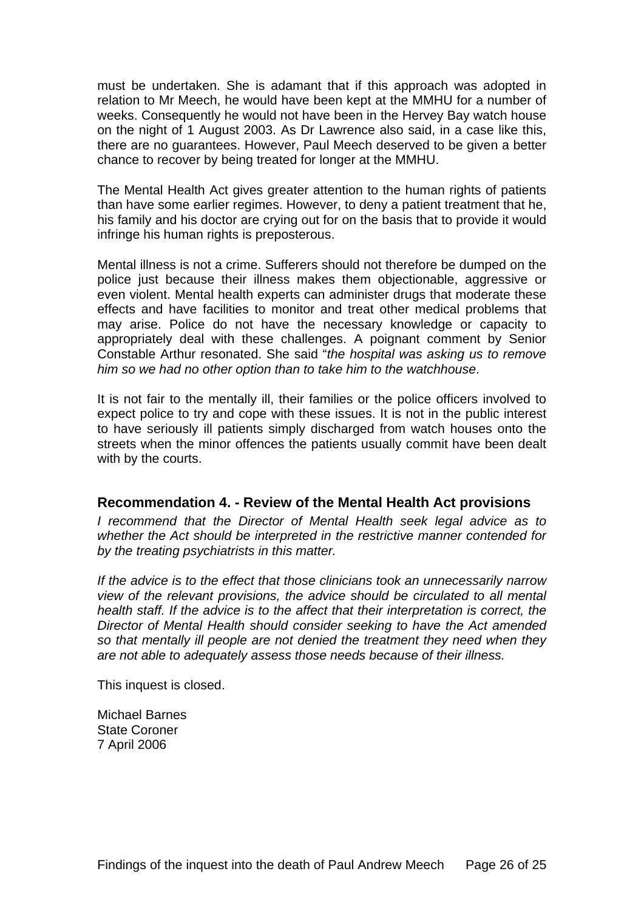must be undertaken. She is adamant that if this approach was adopted in relation to Mr Meech, he would have been kept at the MMHU for a number of weeks. Consequently he would not have been in the Hervey Bay watch house on the night of 1 August 2003. As Dr Lawrence also said, in a case like this, there are no guarantees. However, Paul Meech deserved to be given a better chance to recover by being treated for longer at the MMHU.

The Mental Health Act gives greater attention to the human rights of patients than have some earlier regimes. However, to deny a patient treatment that he, his family and his doctor are crying out for on the basis that to provide it would infringe his human rights is preposterous.

Mental illness is not a crime. Sufferers should not therefore be dumped on the police just because their illness makes them objectionable, aggressive or even violent. Mental health experts can administer drugs that moderate these effects and have facilities to monitor and treat other medical problems that may arise. Police do not have the necessary knowledge or capacity to appropriately deal with these challenges. A poignant comment by Senior Constable Arthur resonated. She said "*the hospital was asking us to remove him so we had no other option than to take him to the watchhouse*.

It is not fair to the mentally ill, their families or the police officers involved to expect police to try and cope with these issues. It is not in the public interest to have seriously ill patients simply discharged from watch houses onto the streets when the minor offences the patients usually commit have been dealt with by the courts.

### Recommendation 4. - Review of the Mental Health Act provisions

*I recommend that the Director of Mental Health seek legal advice as to whether the Act should be interpreted in the restrictive manner contended for by the treating psychiatrists in this matter.*

*If the advice is to the effect that those clinicians took an unnecessarily narrow view of the relevant provisions, the advice should be circulated to all mental health staff. If the advice is to the affect that their interpretation is correct, the Director of Mental Health should consider seeking to have the Act amended so that mentally ill people are not denied the treatment they need when they are not able to adequately assess those needs because of their illness.*

This inquest is closed.

Michael Barnes
State Coroner
7 April 2006